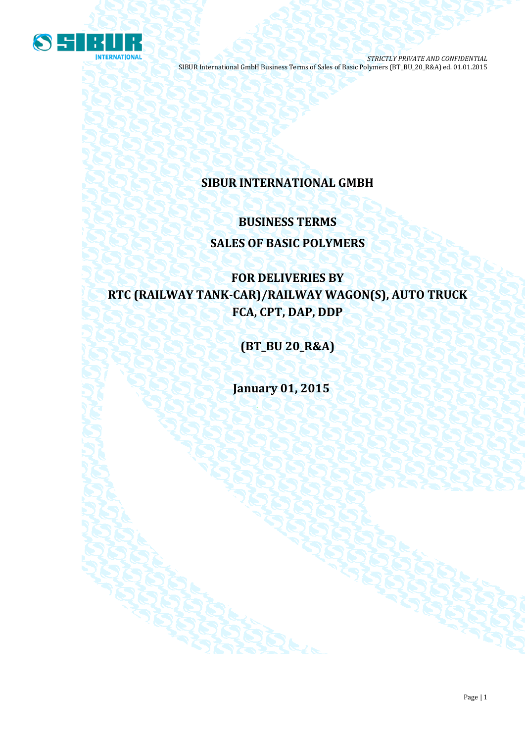# SIBUR INTERNATIONAL GMBH

## BUSINESS TERMS

## SALES OF BASIC POLYMERS

## FOR DELIVERIES BY RTC (RAILWAY TANK-CAR)/RAILWAY WAGON(S), AUTO TRUCK FCA, CPT, DAP, DDP

## (BT_BU 20_R&A)

**January 01, 2015**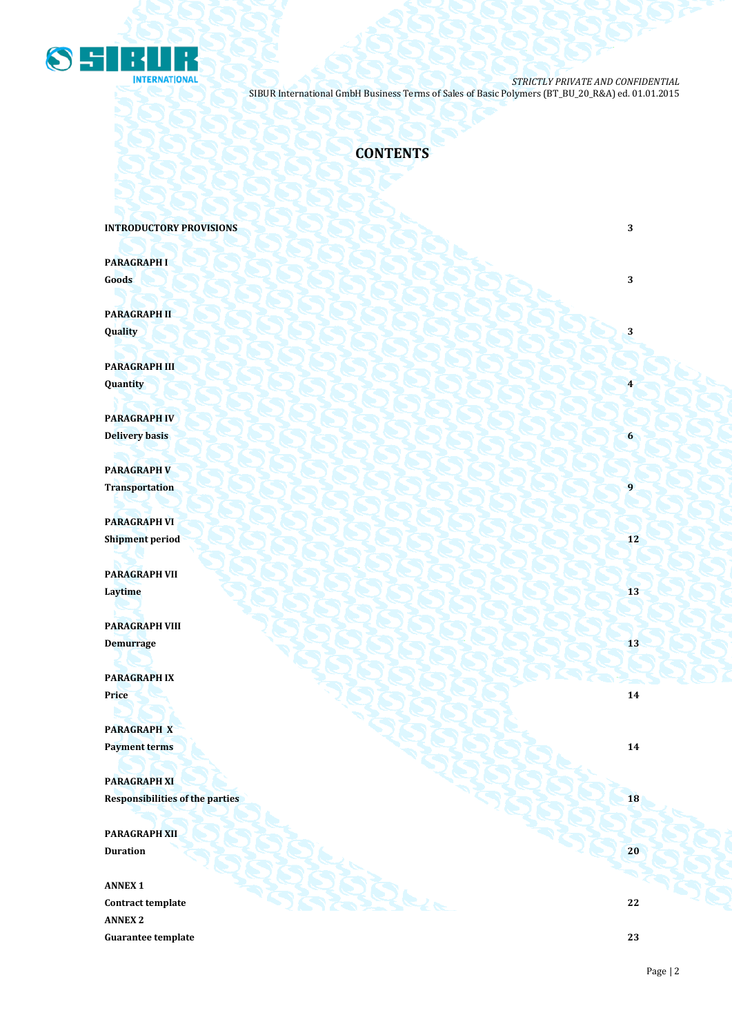# CONTENTS

| | |
|---|---|
| **INTRODUCTORY PROVISIONS** | **3** |
| **PARAGRAPH I**<br>**Goods** | **3** |
| **PARAGRAPH II**<br>**Quality** | **3** |
| **PARAGRAPH III**<br>**Quantity** | **4** |
| **PARAGRAPH IV**<br>**Delivery basis** | **6** |
| **PARAGRAPH V**<br>**Transportation** | **9** |
| **PARAGRAPH VI**<br>**Shipment period** | **12** |
| **PARAGRAPH VII**<br>**Laytime** | **13** |
| **PARAGRAPH VIII**<br>**Demurrage** | **13** |
| **PARAGRAPH IX**<br>**Price** | **14** |
| **PARAGRAPH X**<br>**Payment terms** | **14** |
| **PARAGRAPH XI**<br>**Responsibilities of the parties** | **18** |
| **PARAGRAPH XII**<br>**Duration** | **20** |
| **ANNEX 1**<br>**Contract template** | **22** |
| **ANNEX 2**<br>**Guarantee template** | **23** |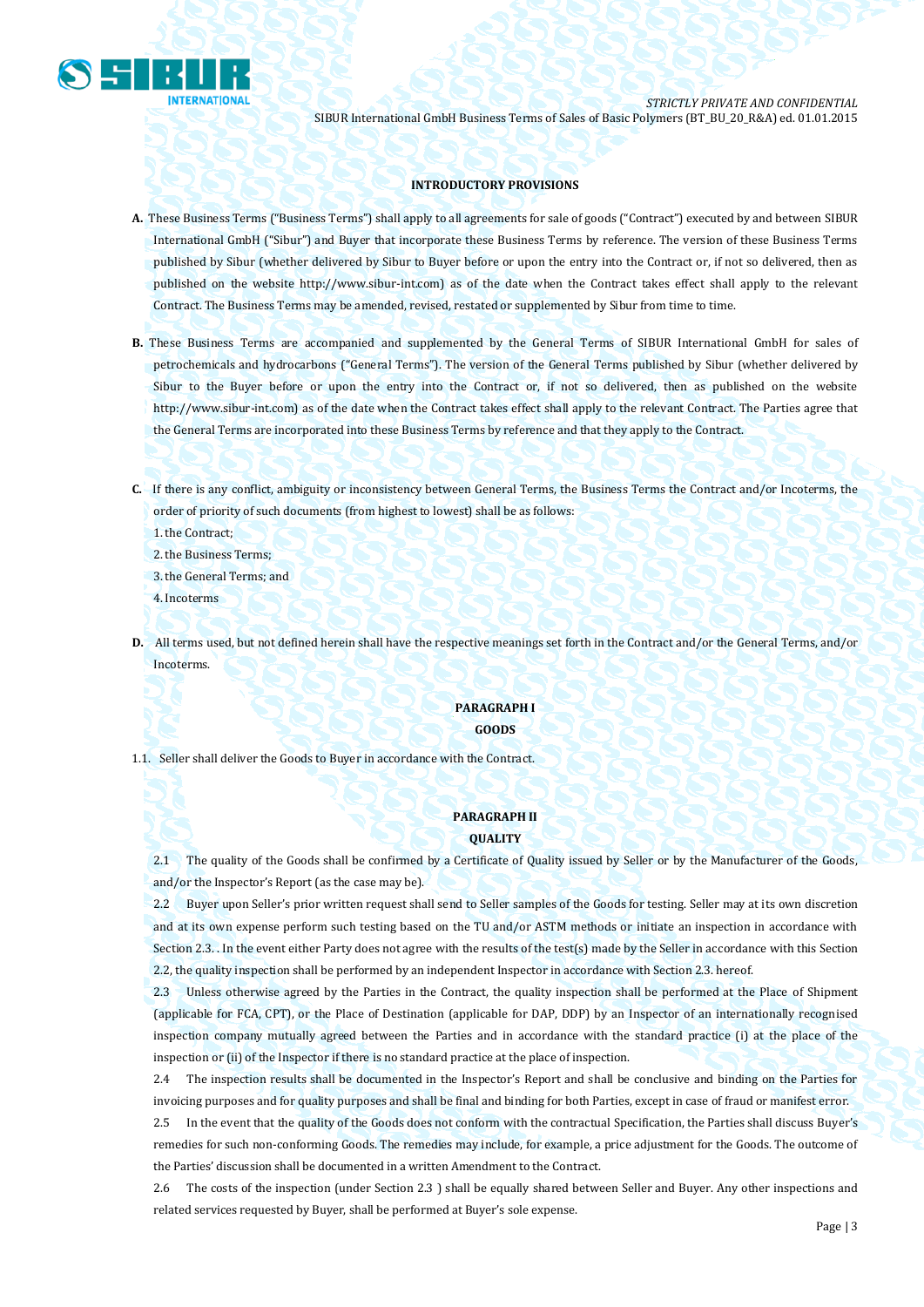**INTRODUCTORY PROVISIONS**

**A.** These Business Terms ("Business Terms") shall apply to all agreements for sale of goods ("Contract") executed by and between SIBUR International GmbH ("Sibur") and Buyer that incorporate these Business Terms by reference. The version of these Business Terms published by Sibur (whether delivered by Sibur to Buyer before or upon the entry into the Contract or, if not so delivered, then as published on the website http://www.sibur-int.com) as of the date when the Contract takes effect shall apply to the relevant Contract. The Business Terms may be amended, revised, restated or supplemented by Sibur from time to time.

**B.** These Business Terms are accompanied and supplemented by the General Terms of SIBUR International GmbH for sales of petrochemicals and hydrocarbons ("General Terms"). The version of the General Terms published by Sibur (whether delivered by Sibur to the Buyer before or upon the entry into the Contract or, if not so delivered, then as published on the website http://www.sibur-int.com) as of the date when the Contract takes effect shall apply to the relevant Contract. The Parties agree that the General Terms are incorporated into these Business Terms by reference and that they apply to the Contract.

**C.** If there is any conflict, ambiguity or inconsistency between General Terms, the Business Terms the Contract and/or Incoterms, the order of priority of such documents (from highest to lowest) shall be as follows:

1. the Contract;
2. the Business Terms;
3. the General Terms; and
4. Incoterms

**D.** All terms used, but not defined herein shall have the respective meanings set forth in the Contract and/or the General Terms, and/or Incoterms.

**PARAGRAPH I**

**GOODS**

1.1. Seller shall deliver the Goods to Buyer in accordance with the Contract.

**PARAGRAPH II**

**QUALITY**

2.1 The quality of the Goods shall be confirmed by a Certificate of Quality issued by Seller or by the Manufacturer of the Goods, and/or the Inspector's Report (as the case may be).

2.2 Buyer upon Seller's prior written request shall send to Seller samples of the Goods for testing. Seller may at its own discretion and at its own expense perform such testing based on the TU and/or ASTM methods or initiate an inspection in accordance with Section 2.3. . In the event either Party does not agree with the results of the test(s) made by the Seller in accordance with this Section 2.2, the quality inspection shall be performed by an independent Inspector in accordance with Section 2.3. hereof.

2.3 Unless otherwise agreed by the Parties in the Contract, the quality inspection shall be performed at the Place of Shipment (applicable for FCA, CPT), or the Place of Destination (applicable for DAP, DDP) by an Inspector of an internationally recognised inspection company mutually agreed between the Parties and in accordance with the standard practice (i) at the place of the inspection or (ii) of the Inspector if there is no standard practice at the place of inspection.

2.4 The inspection results shall be documented in the Inspector's Report and shall be conclusive and binding on the Parties for invoicing purposes and for quality purposes and shall be final and binding for both Parties, except in case of fraud or manifest error.

2.5 In the event that the quality of the Goods does not conform with the contractual Specification, the Parties shall discuss Buyer's remedies for such non-conforming Goods. The remedies may include, for example, a price adjustment for the Goods. The outcome of the Parties' discussion shall be documented in a written Amendment to the Contract.

2.6 The costs of the inspection (under Section 2.3 ) shall be equally shared between Seller and Buyer. Any other inspections and related services requested by Buyer, shall be performed at Buyer's sole expense.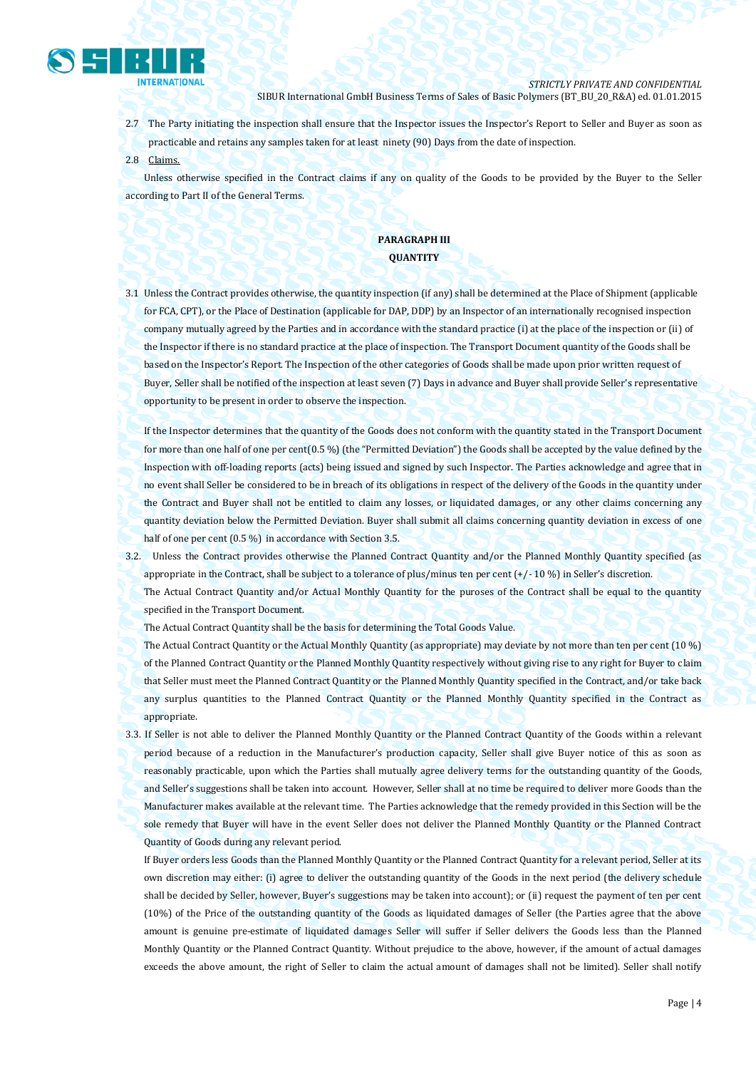2.7 The Party initiating the inspection shall ensure that the Inspector issues the Inspector's Report to Seller and Buyer as soon as practicable and retains any samples taken for at least ninety (90) Days from the date of inspection.

2.8 Claims.

Unless otherwise specified in the Contract claims if any on quality of the Goods to be provided by the Buyer to the Seller according to Part II of the General Terms.

**PARAGRAPH III**
**QUANTITY**

3.1 Unless the Contract provides otherwise, the quantity inspection (if any) shall be determined at the Place of Shipment (applicable for FCA, CPT), or the Place of Destination (applicable for DAP, DDP) by an Inspector of an internationally recognised inspection company mutually agreed by the Parties and in accordance with the standard practice (i) at the place of the inspection or (ii) of the Inspector if there is no standard practice at the place of inspection. The Transport Document quantity of the Goods shall be based on the Inspector's Report. The Inspection of the other categories of Goods shall be made upon prior written request of Buyer, Seller shall be notified of the inspection at least seven (7) Days in advance and Buyer shall provide Seller's representative opportunity to be present in order to observe the inspection.

If the Inspector determines that the quantity of the Goods does not conform with the quantity stated in the Transport Document for more than one half of one per cent(0.5 %) (the "Permitted Deviation") the Goods shall be accepted by the value defined by the Inspection with off-loading reports (acts) being issued and signed by such Inspector. The Parties acknowledge and agree that in no event shall Seller be considered to be in breach of its obligations in respect of the delivery of the Goods in the quantity under the Contract and Buyer shall not be entitled to claim any losses, or liquidated damages, or any other claims concerning any quantity deviation below the Permitted Deviation. Buyer shall submit all claims concerning quantity deviation in excess of one half of one per cent (0.5 %) in accordance with Section 3.5.

3.2. Unless the Contract provides otherwise the Planned Contract Quantity and/or the Planned Monthly Quantity specified (as appropriate in the Contract, shall be subject to a tolerance of plus/minus ten per cent (+/- 10 %) in Seller's discretion.

The Actual Contract Quantity and/or Actual Monthly Quantity for the puroses of the Contract shall be equal to the quantity specified in the Transport Document.

The Actual Contract Quantity shall be the basis for determining the Total Goods Value.

The Actual Contract Quantity or the Actual Monthly Quantity (as appropriate) may deviate by not more than ten per cent (10 %) of the Planned Contract Quantity or the Planned Monthly Quantity respectively without giving rise to any right for Buyer to claim that Seller must meet the Planned Contract Quantity or the Planned Monthly Quantity specified in the Contract, and/or take back any surplus quantities to the Planned Contract Quantity or the Planned Monthly Quantity specified in the Contract as appropriate.

3.3. If Seller is not able to deliver the Planned Monthly Quantity or the Planned Contract Quantity of the Goods within a relevant period because of a reduction in the Manufacturer's production capacity, Seller shall give Buyer notice of this as soon as reasonably practicable, upon which the Parties shall mutually agree delivery terms for the outstanding quantity of the Goods, and Seller's suggestions shall be taken into account. However, Seller shall at no time be required to deliver more Goods than the Manufacturer makes available at the relevant time. The Parties acknowledge that the remedy provided in this Section will be the sole remedy that Buyer will have in the event Seller does not deliver the Planned Monthly Quantity or the Planned Contract Quantity of Goods during any relevant period.

If Buyer orders less Goods than the Planned Monthly Quantity or the Planned Contract Quantity for a relevant period, Seller at its own discretion may either: (i) agree to deliver the outstanding quantity of the Goods in the next period (the delivery schedule shall be decided by Seller, however, Buyer's suggestions may be taken into account); or (ii) request the payment of ten per cent (10%) of the Price of the outstanding quantity of the Goods as liquidated damages of Seller (the Parties agree that the above amount is genuine pre-estimate of liquidated damages Seller will suffer if Seller delivers the Goods less than the Planned Monthly Quantity or the Planned Contract Quantity. Without prejudice to the above, however, if the amount of actual damages exceeds the above amount, the right of Seller to claim the actual amount of damages shall not be limited). Seller shall notify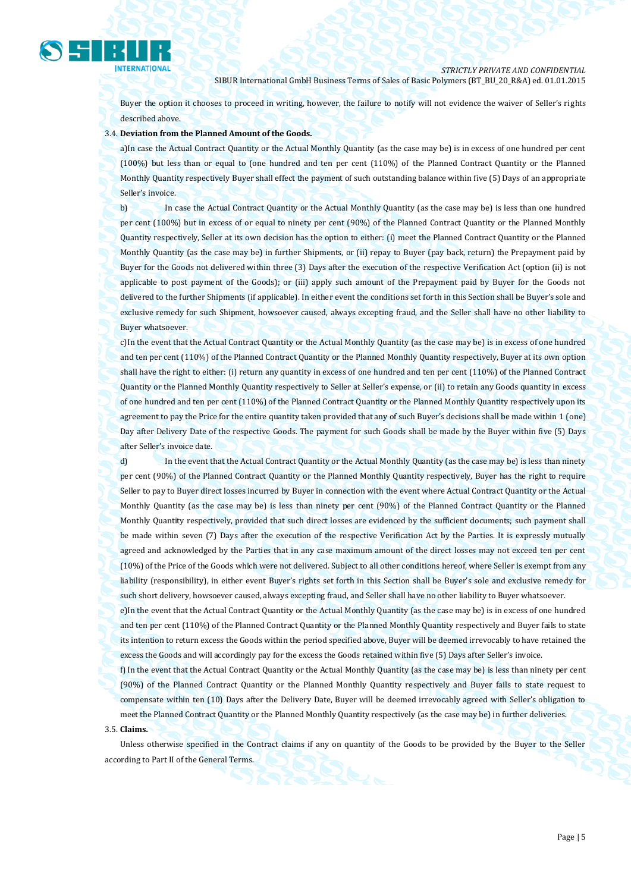Buyer the option it chooses to proceed in writing, however, the failure to notify will not evidence the waiver of Seller's rights described above.

3.4. **Deviation from the Planned Amount of the Goods.**

a)In case the Actual Contract Quantity or the Actual Monthly Quantity (as the case may be) is in excess of one hundred per cent (100%) but less than or equal to (one hundred and ten per cent (110%) of the Planned Contract Quantity or the Planned Monthly Quantity respectively Buyer shall effect the payment of such outstanding balance within five (5) Days of an appropriate Seller's invoice.

b) In case the Actual Contract Quantity or the Actual Monthly Quantity (as the case may be) is less than one hundred per cent (100%) but in excess of or equal to ninety per cent (90%) of the Planned Contract Quantity or the Planned Monthly Quantity respectively, Seller at its own decision has the option to either: (i) meet the Planned Contract Quantity or the Planned Monthly Quantity (as the case may be) in further Shipments, or (ii) repay to Buyer (pay back, return) the Prepayment paid by Buyer for the Goods not delivered within three (3) Days after the execution of the respective Verification Act (option (ii) is not applicable to post payment of the Goods); or (iii) apply such amount of the Prepayment paid by Buyer for the Goods not delivered to the further Shipments (if applicable). In either event the conditions set forth in this Section shall be Buyer's sole and exclusive remedy for such Shipment, howsoever caused, always excepting fraud, and the Seller shall have no other liability to Buyer whatsoever.

c)In the event that the Actual Contract Quantity or the Actual Monthly Quantity (as the case may be) is in excess of one hundred and ten per cent (110%) of the Planned Contract Quantity or the Planned Monthly Quantity respectively, Buyer at its own option shall have the right to either: (i) return any quantity in excess of one hundred and ten per cent (110%) of the Planned Contract Quantity or the Planned Monthly Quantity respectively to Seller at Seller's expense, or (ii) to retain any Goods quantity in excess of one hundred and ten per cent (110%) of the Planned Contract Quantity or the Planned Monthly Quantity respectively upon its agreement to pay the Price for the entire quantity taken provided that any of such Buyer's decisions shall be made within 1 (one) Day after Delivery Date of the respective Goods. The payment for such Goods shall be made by the Buyer within five (5) Days after Seller's invoice date.

d) In the event that the Actual Contract Quantity or the Actual Monthly Quantity (as the case may be) is less than ninety per cent (90%) of the Planned Contract Quantity or the Planned Monthly Quantity respectively, Buyer has the right to require Seller to pay to Buyer direct losses incurred by Buyer in connection with the event where Actual Contract Quantity or the Actual Monthly Quantity (as the case may be) is less than ninety per cent (90%) of the Planned Contract Quantity or the Planned Monthly Quantity respectively, provided that such direct losses are evidenced by the sufficient documents; such payment shall be made within seven (7) Days after the execution of the respective Verification Act by the Parties. It is expressly mutually agreed and acknowledged by the Parties that in any case maximum amount of the direct losses may not exceed ten per cent (10%) of the Price of the Goods which were not delivered. Subject to all other conditions hereof, where Seller is exempt from any liability (responsibility), in either event Buyer's rights set forth in this Section shall be Buyer's sole and exclusive remedy for such short delivery, howsoever caused, always excepting fraud, and Seller shall have no other liability to Buyer whatsoever.

e)In the event that the Actual Contract Quantity or the Actual Monthly Quantity (as the case may be) is in excess of one hundred and ten per cent (110%) of the Planned Contract Quantity or the Planned Monthly Quantity respectively and Buyer fails to state its intention to return excess the Goods within the period specified above, Buyer will be deemed irrevocably to have retained the excess the Goods and will accordingly pay for the excess the Goods retained within five (5) Days after Seller's invoice.

f) In the event that the Actual Contract Quantity or the Actual Monthly Quantity (as the case may be) is less than ninety per cent (90%) of the Planned Contract Quantity or the Planned Monthly Quantity respectively and Buyer fails to state request to compensate within ten (10) Days after the Delivery Date, Buyer will be deemed irrevocably agreed with Seller's obligation to meet the Planned Contract Quantity or the Planned Monthly Quantity respectively (as the case may be) in further deliveries.

3.5. **Claims.**

Unless otherwise specified in the Contract claims if any on quantity of the Goods to be provided by the Buyer to the Seller according to Part II of the General Terms.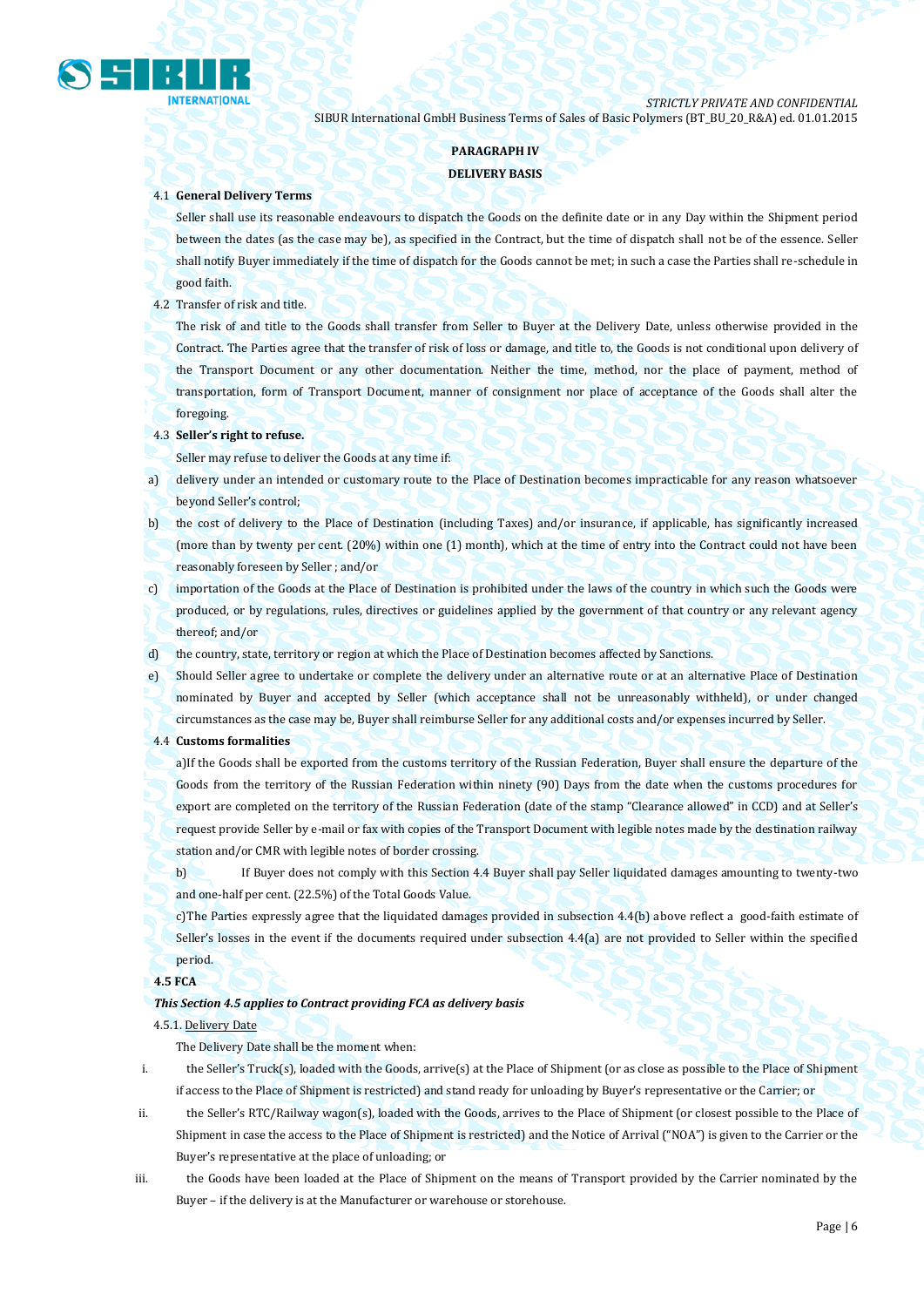## PARAGRAPH IV

## DELIVERY BASIS

4.1 **General Delivery Terms**

Seller shall use its reasonable endeavours to dispatch the Goods on the definite date or in any Day within the Shipment period between the dates (as the case may be), as specified in the Contract, but the time of dispatch shall not be of the essence. Seller shall notify Buyer immediately if the time of dispatch for the Goods cannot be met; in such a case the Parties shall re-schedule in good faith.

4.2 Transfer of risk and title.

The risk of and title to the Goods shall transfer from Seller to Buyer at the Delivery Date, unless otherwise provided in the Contract. The Parties agree that the transfer of risk of loss or damage, and title to, the Goods is not conditional upon delivery of the Transport Document or any other documentation. Neither the time, method, nor the place of payment, method of transportation, form of Transport Document, manner of consignment nor place of acceptance of the Goods shall alter the foregoing.

4.3 **Seller's right to refuse.**

Seller may refuse to deliver the Goods at any time if:

a) delivery under an intended or customary route to the Place of Destination becomes impracticable for any reason whatsoever beyond Seller's control;

b) the cost of delivery to the Place of Destination (including Taxes) and/or insurance, if applicable, has significantly increased (more than by twenty per cent. (20%) within one (1) month), which at the time of entry into the Contract could not have been reasonably foreseen by Seller ; and/or

c) importation of the Goods at the Place of Destination is prohibited under the laws of the country in which such the Goods were produced, or by regulations, rules, directives or guidelines applied by the government of that country or any relevant agency thereof; and/or

d) the country, state, territory or region at which the Place of Destination becomes affected by Sanctions.

e) Should Seller agree to undertake or complete the delivery under an alternative route or at an alternative Place of Destination nominated by Buyer and accepted by Seller (which acceptance shall not be unreasonably withheld), or under changed circumstances as the case may be, Buyer shall reimburse Seller for any additional costs and/or expenses incurred by Seller.

4.4 **Customs formalities**

a)If the Goods shall be exported from the customs territory of the Russian Federation, Buyer shall ensure the departure of the Goods from the territory of the Russian Federation within ninety (90) Days from the date when the customs procedures for export are completed on the territory of the Russian Federation (date of the stamp "Clearance allowed" in CCD) and at Seller's request provide Seller by e-mail or fax with copies of the Transport Document with legible notes made by the destination railway station and/or CMR with legible notes of border crossing.

b) If Buyer does not comply with this Section 4.4 Buyer shall pay Seller liquidated damages amounting to twenty-two and one-half per cent. (22.5%) of the Total Goods Value.

c)The Parties expressly agree that the liquidated damages provided in subsection 4.4(b) above reflect a good-faith estimate of Seller's losses in the event if the documents required under subsection 4.4(a) are not provided to Seller within the specified period.

**4.5 FCA**

***This Section 4.5 applies to Contract providing FCA as delivery basis***

4.5.1. Delivery Date

The Delivery Date shall be the moment when:

i. the Seller's Truck(s), loaded with the Goods, arrive(s) at the Place of Shipment (or as close as possible to the Place of Shipment if access to the Place of Shipment is restricted) and stand ready for unloading by Buyer's representative or the Carrier; or

ii. the Seller's RTC/Railway wagon(s), loaded with the Goods, arrives to the Place of Shipment (or closest possible to the Place of Shipment in case the access to the Place of Shipment is restricted) and the Notice of Arrival ("NOA") is given to the Carrier or the Buyer's representative at the place of unloading; or

iii. the Goods have been loaded at the Place of Shipment on the means of Transport provided by the Carrier nominated by the Buyer – if the delivery is at the Manufacturer or warehouse or storehouse.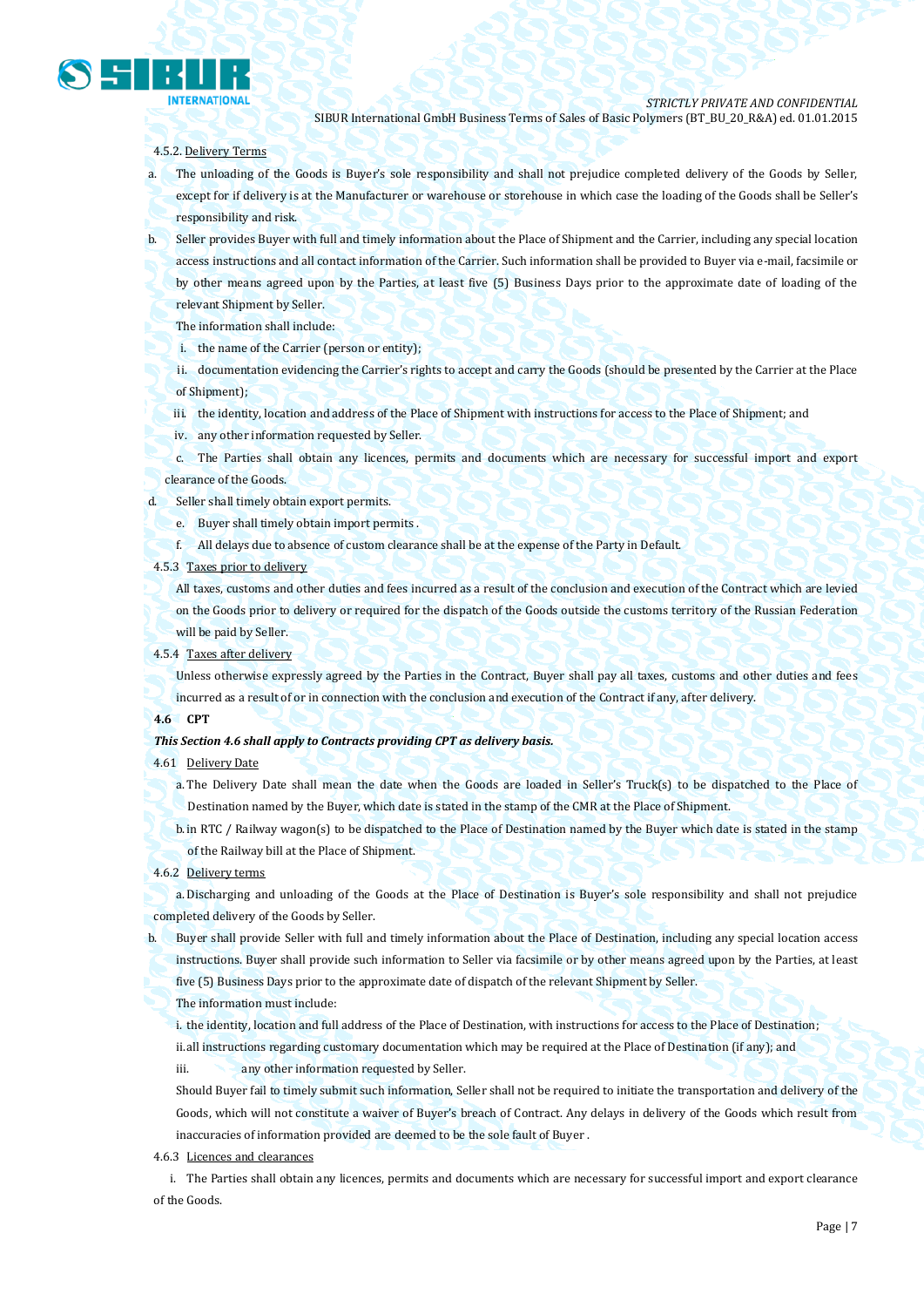4.5.2. Delivery Terms

a. The unloading of the Goods is Buyer's sole responsibility and shall not prejudice completed delivery of the Goods by Seller, except for if delivery is at the Manufacturer or warehouse or storehouse in which case the loading of the Goods shall be Seller's responsibility and risk.

b. Seller provides Buyer with full and timely information about the Place of Shipment and the Carrier, including any special location access instructions and all contact information of the Carrier. Such information shall be provided to Buyer via e-mail, facsimile or by other means agreed upon by the Parties, at least five (5) Business Days prior to the approximate date of loading of the relevant Shipment by Seller.

The information shall include:

i. the name of the Carrier (person or entity);

ii. documentation evidencing the Carrier's rights to accept and carry the Goods (should be presented by the Carrier at the Place of Shipment);

iii. the identity, location and address of the Place of Shipment with instructions for access to the Place of Shipment; and

iv. any other information requested by Seller.

c. The Parties shall obtain any licences, permits and documents which are necessary for successful import and export clearance of the Goods.

d. Seller shall timely obtain export permits.

e. Buyer shall timely obtain import permits .

f. All delays due to absence of custom clearance shall be at the expense of the Party in Default.

4.5.3 Taxes prior to delivery

All taxes, customs and other duties and fees incurred as a result of the conclusion and execution of the Contract which are levied on the Goods prior to delivery or required for the dispatch of the Goods outside the customs territory of the Russian Federation will be paid by Seller.

4.5.4 Taxes after delivery

Unless otherwise expressly agreed by the Parties in the Contract, Buyer shall pay all taxes, customs and other duties and fees incurred as a result of or in connection with the conclusion and execution of the Contract if any, after delivery.

**4.6 CPT**

***This Section 4.6 shall apply to Contracts providing CPT as delivery basis.***

4.61 Delivery Date

a. The Delivery Date shall mean the date when the Goods are loaded in Seller's Truck(s) to be dispatched to the Place of Destination named by the Buyer, which date is stated in the stamp of the CMR at the Place of Shipment.

b. in RTC / Railway wagon(s) to be dispatched to the Place of Destination named by the Buyer which date is stated in the stamp of the Railway bill at the Place of Shipment.

4.6.2 Delivery terms

a. Discharging and unloading of the Goods at the Place of Destination is Buyer's sole responsibility and shall not prejudice completed delivery of the Goods by Seller.

b. Buyer shall provide Seller with full and timely information about the Place of Destination, including any special location access instructions. Buyer shall provide such information to Seller via facsimile or by other means agreed upon by the Parties, at least five (5) Business Days prior to the approximate date of dispatch of the relevant Shipment by Seller.

The information must include:

i. the identity, location and full address of the Place of Destination, with instructions for access to the Place of Destination;

ii. all instructions regarding customary documentation which may be required at the Place of Destination (if any); and

iii. any other information requested by Seller.

Should Buyer fail to timely submit such information, Seller shall not be required to initiate the transportation and delivery of the Goods, which will not constitute a waiver of Buyer's breach of Contract. Any delays in delivery of the Goods which result from inaccuracies of information provided are deemed to be the sole fault of Buyer .

4.6.3 Licences and clearances

i. The Parties shall obtain any licences, permits and documents which are necessary for successful import and export clearance of the Goods.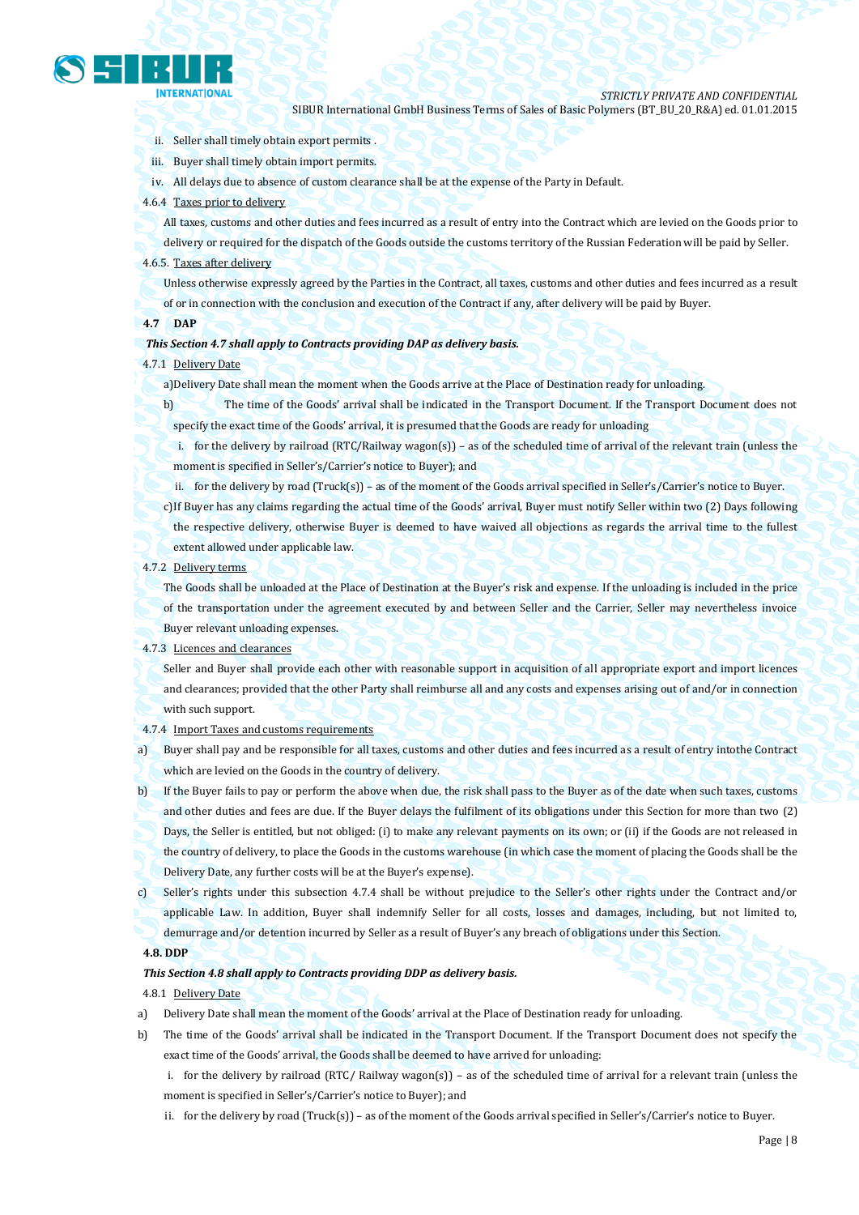ii. Seller shall timely obtain export permits .

iii. Buyer shall timely obtain import permits.

iv. All delays due to absence of custom clearance shall be at the expense of the Party in Default.

4.6.4 <u>Taxes prior to delivery</u>

All taxes, customs and other duties and fees incurred as a result of entry into the Contract which are levied on the Goods prior to delivery or required for the dispatch of the Goods outside the customs territory of the Russian Federation will be paid by Seller.

4.6.5. <u>Taxes after delivery</u>

Unless otherwise expressly agreed by the Parties in the Contract, all taxes, customs and other duties and fees incurred as a result of or in connection with the conclusion and execution of the Contract if any, after delivery will be paid by Buyer.

**4.7 DAP**

***This Section 4.7 shall apply to Contracts providing DAP as delivery basis.***

4.7.1 <u>Delivery Date</u>

a)Delivery Date shall mean the moment when the Goods arrive at the Place of Destination ready for unloading.

b) The time of the Goods' arrival shall be indicated in the Transport Document. If the Transport Document does not specify the exact time of the Goods' arrival, it is presumed that the Goods are ready for unloading

i. for the delivery by railroad (RTC/Railway wagon(s)) – as of the scheduled time of arrival of the relevant train (unless the moment is specified in Seller's/Carrier's notice to Buyer); and

ii. for the delivery by road (Truck(s)) – as of the moment of the Goods arrival specified in Seller's/Carrier's notice to Buyer.

c)If Buyer has any claims regarding the actual time of the Goods' arrival, Buyer must notify Seller within two (2) Days following the respective delivery, otherwise Buyer is deemed to have waived all objections as regards the arrival time to the fullest extent allowed under applicable law.

4.7.2 <u>Delivery terms</u>

The Goods shall be unloaded at the Place of Destination at the Buyer's risk and expense. If the unloading is included in the price of the transportation under the agreement executed by and between Seller and the Carrier, Seller may nevertheless invoice Buyer relevant unloading expenses.

4.7.3 <u>Licences and clearances</u>

Seller and Buyer shall provide each other with reasonable support in acquisition of all appropriate export and import licences and clearances; provided that the other Party shall reimburse all and any costs and expenses arising out of and/or in connection with such support.

4.7.4 <u>Import Taxes and customs requirements</u>

a) Buyer shall pay and be responsible for all taxes, customs and other duties and fees incurred as a result of entry intothe Contract which are levied on the Goods in the country of delivery.

b) If the Buyer fails to pay or perform the above when due, the risk shall pass to the Buyer as of the date when such taxes, customs and other duties and fees are due. If the Buyer delays the fulfilment of its obligations under this Section for more than two (2) Days, the Seller is entitled, but not obliged: (i) to make any relevant payments on its own; or (ii) if the Goods are not released in the country of delivery, to place the Goods in the customs warehouse (in which case the moment of placing the Goods shall be the Delivery Date, any further costs will be at the Buyer's expense).

c) Seller's rights under this subsection 4.7.4 shall be without prejudice to the Seller's other rights under the Contract and/or applicable Law. In addition, Buyer shall indemnify Seller for all costs, losses and damages, including, but not limited to, demurrage and/or detention incurred by Seller as a result of Buyer's any breach of obligations under this Section.

**4.8. DDP**

***This Section 4.8 shall apply to Contracts providing DDP as delivery basis.***

4.8.1 <u>Delivery Date</u>

a) Delivery Date shall mean the moment of the Goods' arrival at the Place of Destination ready for unloading.

b) The time of the Goods' arrival shall be indicated in the Transport Document. If the Transport Document does not specify the exact time of the Goods' arrival, the Goods shall be deemed to have arrived for unloading:

i. for the delivery by railroad (RTC/ Railway wagon(s)) – as of the scheduled time of arrival for a relevant train (unless the moment is specified in Seller's/Carrier's notice to Buyer); and

ii. for the delivery by road (Truck(s)) – as of the moment of the Goods arrival specified in Seller's/Carrier's notice to Buyer.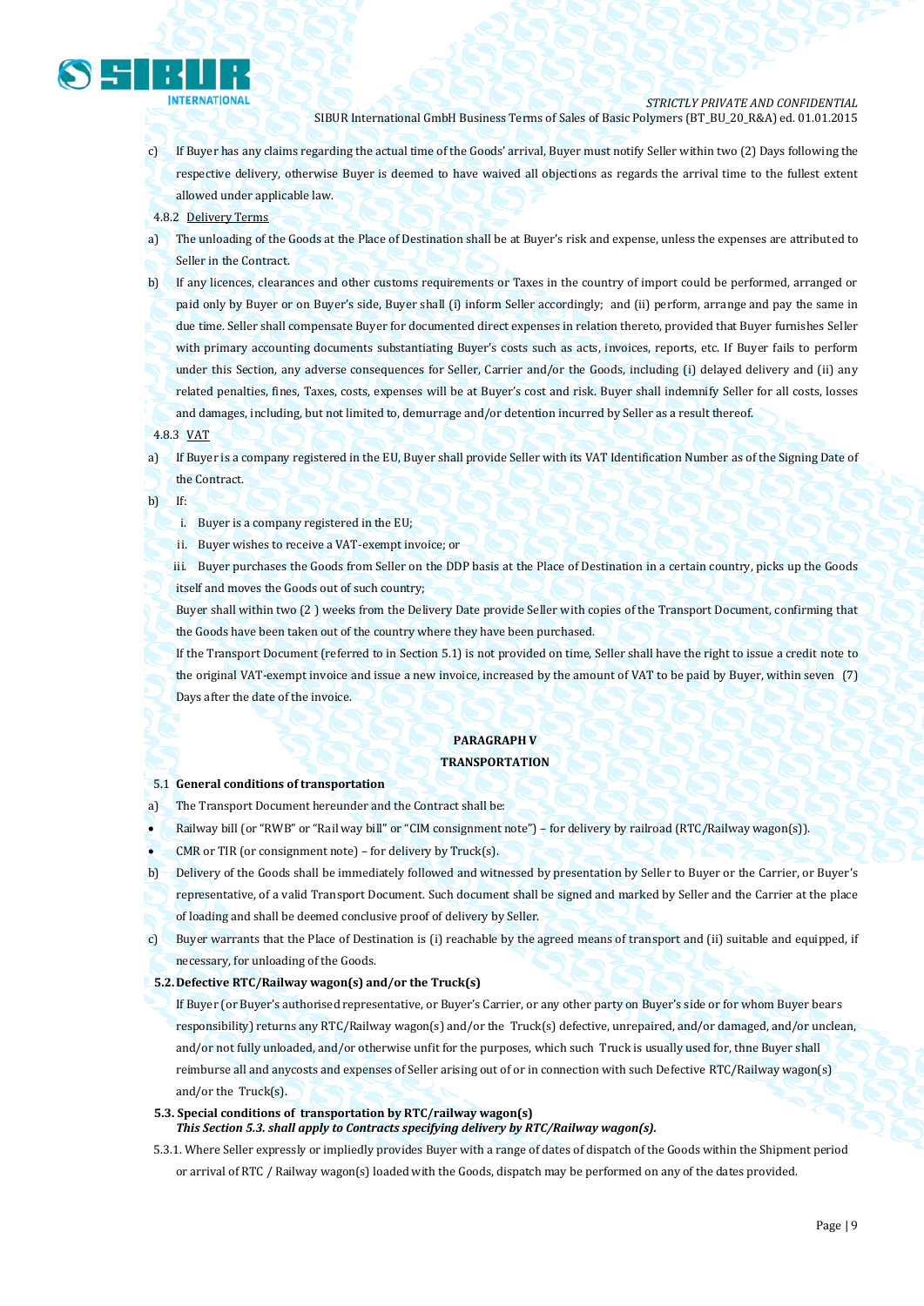c) If Buyer has any claims regarding the actual time of the Goods' arrival, Buyer must notify Seller within two (2) Days following the respective delivery, otherwise Buyer is deemed to have waived all objections as regards the arrival time to the fullest extent allowed under applicable law.

4.8.2 Delivery Terms

a) The unloading of the Goods at the Place of Destination shall be at Buyer's risk and expense, unless the expenses are attributed to Seller in the Contract.

b) If any licences, clearances and other customs requirements or Taxes in the country of import could be performed, arranged or paid only by Buyer or on Buyer's side, Buyer shall (i) inform Seller accordingly; and (ii) perform, arrange and pay the same in due time. Seller shall compensate Buyer for documented direct expenses in relation thereto, provided that Buyer furnishes Seller with primary accounting documents substantiating Buyer's costs such as acts, invoices, reports, etc. If Buyer fails to perform under this Section, any adverse consequences for Seller, Carrier and/or the Goods, including (i) delayed delivery and (ii) any related penalties, fines, Taxes, costs, expenses will be at Buyer's cost and risk. Buyer shall indemnify Seller for all costs, losses and damages, including, but not limited to, demurrage and/or detention incurred by Seller as a result thereof.

4.8.3 VAT

a) If Buyer is a company registered in the EU, Buyer shall provide Seller with its VAT Identification Number as of the Signing Date of the Contract.

b) If:

i. Buyer is a company registered in the EU;

ii. Buyer wishes to receive a VAT-exempt invoice; or

iii. Buyer purchases the Goods from Seller on the DDP basis at the Place of Destination in a certain country, picks up the Goods itself and moves the Goods out of such country;

Buyer shall within two (2 ) weeks from the Delivery Date provide Seller with copies of the Transport Document, confirming that the Goods have been taken out of the country where they have been purchased.

If the Transport Document (referred to in Section 5.1) is not provided on time, Seller shall have the right to issue a credit note to the original VAT-exempt invoice and issue a new invoice, increased by the amount of VAT to be paid by Buyer, within seven (7) Days after the date of the invoice.

## PARAGRAPH V
## TRANSPORTATION

**5.1 General conditions of transportation**

a) The Transport Document hereunder and the Contract shall be:

- Railway bill (or "RWB" or "Rail way bill" or "CIM consignment note") – for delivery by railroad (RTC/Railway wagon(s)).
- CMR or TIR (or consignment note) – for delivery by Truck(s).

b) Delivery of the Goods shall be immediately followed and witnessed by presentation by Seller to Buyer or the Carrier, or Buyer's representative, of a valid Transport Document. Such document shall be signed and marked by Seller and the Carrier at the place of loading and shall be deemed conclusive proof of delivery by Seller.

c) Buyer warrants that the Place of Destination is (i) reachable by the agreed means of transport and (ii) suitable and equipped, if necessary, for unloading of the Goods.

**5.2. Defective RTC/Railway wagon(s) and/or the Truck(s)**

If Buyer (or Buyer's authorised representative, or Buyer's Carrier, or any other party on Buyer's side or for whom Buyer bears responsibility) returns any RTC/Railway wagon(s) and/or the Truck(s) defective, unrepaired, and/or damaged, and/or unclean, and/or not fully unloaded, and/or otherwise unfit for the purposes, which such Truck is usually used for, thne Buyer shall reimburse all and anycosts and expenses of Seller arising out of or in connection with such Defective RTC/Railway wagon(s) and/or the Truck(s).

**5.3. Special conditions of transportation by RTC/railway wagon(s)**

***This Section 5.3. shall apply to Contracts specifying delivery by RTC/Railway wagon(s).***

5.3.1. Where Seller expressly or impliedly provides Buyer with a range of dates of dispatch of the Goods within the Shipment period or arrival of RTC / Railway wagon(s) loaded with the Goods, dispatch may be performed on any of the dates provided.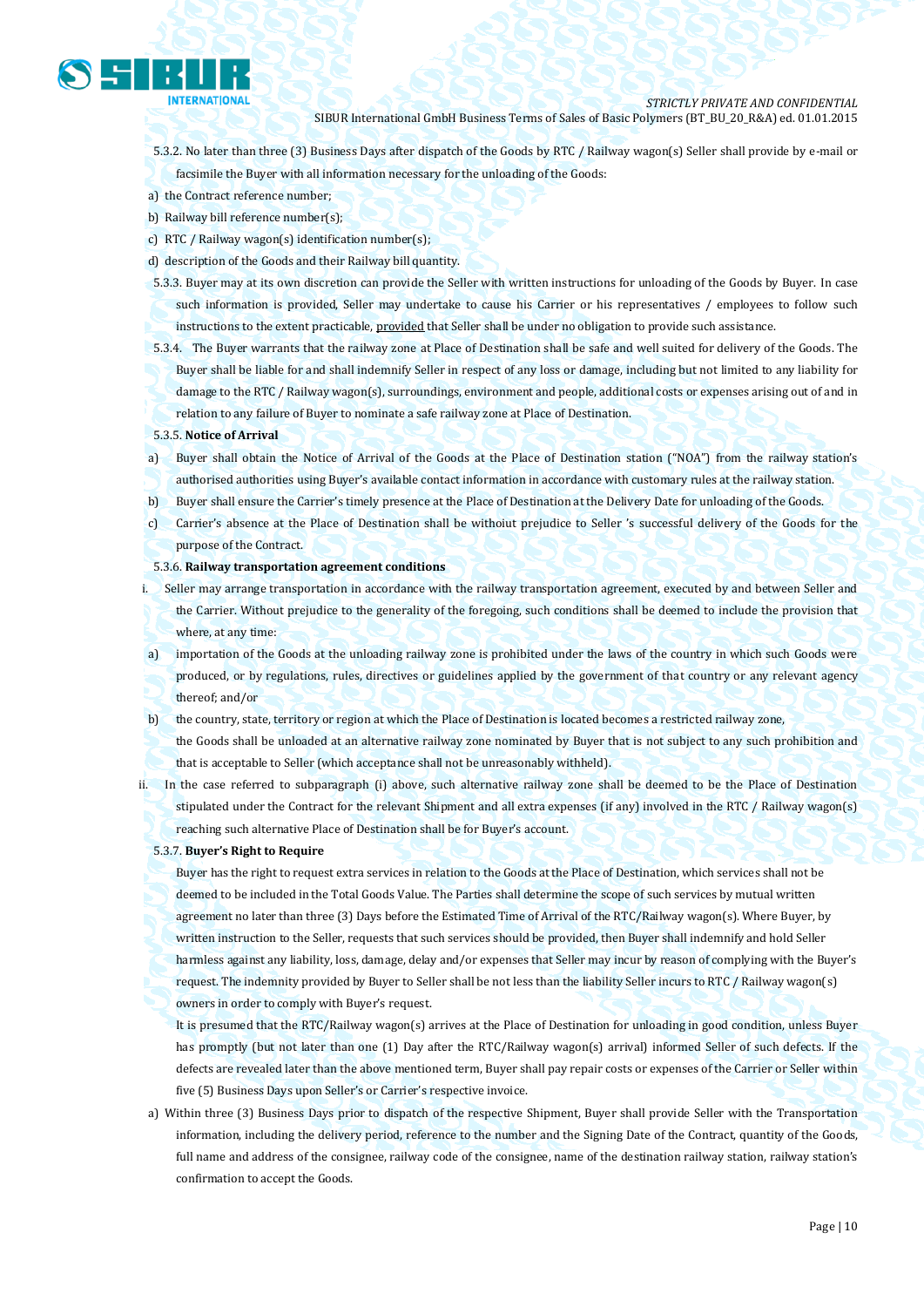5.3.2. No later than three (3) Business Days after dispatch of the Goods by RTC / Railway wagon(s) Seller shall provide by e-mail or facsimile the Buyer with all information necessary for the unloading of the Goods:

a) the Contract reference number;
b) Railway bill reference number(s);
c) RTC / Railway wagon(s) identification number(s);
d) description of the Goods and their Railway bill quantity.

5.3.3. Buyer may at its own discretion can provide the Seller with written instructions for unloading of the Goods by Buyer. In case such information is provided, Seller may undertake to cause his Carrier or his representatives / employees to follow such instructions to the extent practicable, provided that Seller shall be under no obligation to provide such assistance.

5.3.4. The Buyer warrants that the railway zone at Place of Destination shall be safe and well suited for delivery of the Goods. The Buyer shall be liable for and shall indemnify Seller in respect of any loss or damage, including but not limited to any liability for damage to the RTC / Railway wagon(s), surroundings, environment and people, additional costs or expenses arising out of and in relation to any failure of Buyer to nominate a safe railway zone at Place of Destination.

5.3.5. **Notice of Arrival**

a) Buyer shall obtain the Notice of Arrival of the Goods at the Place of Destination station ("NOA") from the railway station's authorised authorities using Buyer's available contact information in accordance with customary rules at the railway station.
b) Buyer shall ensure the Carrier's timely presence at the Place of Destination at the Delivery Date for unloading of the Goods.
c) Carrier's absence at the Place of Destination shall be withoiut prejudice to Seller 's successful delivery of the Goods for the purpose of the Contract.

5.3.6. **Railway transportation agreement conditions**

i. Seller may arrange transportation in accordance with the railway transportation agreement, executed by and between Seller and the Carrier. Without prejudice to the generality of the foregoing, such conditions shall be deemed to include the provision that where, at any time:

a) importation of the Goods at the unloading railway zone is prohibited under the laws of the country in which such Goods were produced, or by regulations, rules, directives or guidelines applied by the government of that country or any relevant agency thereof; and/or
b) the country, state, territory or region at which the Place of Destination is located becomes a restricted railway zone,

the Goods shall be unloaded at an alternative railway zone nominated by Buyer that is not subject to any such prohibition and that is acceptable to Seller (which acceptance shall not be unreasonably withheld).

ii. In the case referred to subparagraph (i) above, such alternative railway zone shall be deemed to be the Place of Destination stipulated under the Contract for the relevant Shipment and all extra expenses (if any) involved in the RTC / Railway wagon(s) reaching such alternative Place of Destination shall be for Buyer's account.

5.3.7. **Buyer's Right to Require**

Buyer has the right to request extra services in relation to the Goods at the Place of Destination, which services shall not be deemed to be included in the Total Goods Value. The Parties shall determine the scope of such services by mutual written agreement no later than three (3) Days before the Estimated Time of Arrival of the RTC/Railway wagon(s). Where Buyer, by written instruction to the Seller, requests that such services should be provided, then Buyer shall indemnify and hold Seller harmless against any liability, loss, damage, delay and/or expenses that Seller may incur by reason of complying with the Buyer's request. The indemnity provided by Buyer to Seller shall be not less than the liability Seller incurs to RTC / Railway wagon(s) owners in order to comply with Buyer's request.

It is presumed that the RTC/Railway wagon(s) arrives at the Place of Destination for unloading in good condition, unless Buyer has promptly (but not later than one (1) Day after the RTC/Railway wagon(s) arrival) informed Seller of such defects. If the defects are revealed later than the above mentioned term, Buyer shall pay repair costs or expenses of the Carrier or Seller within five (5) Business Days upon Seller's or Carrier's respective invoice.

a) Within three (3) Business Days prior to dispatch of the respective Shipment, Buyer shall provide Seller with the Transportation information, including the delivery period, reference to the number and the Signing Date of the Contract, quantity of the Goods, full name and address of the consignee, railway code of the consignee, name of the destination railway station, railway station's confirmation to accept the Goods.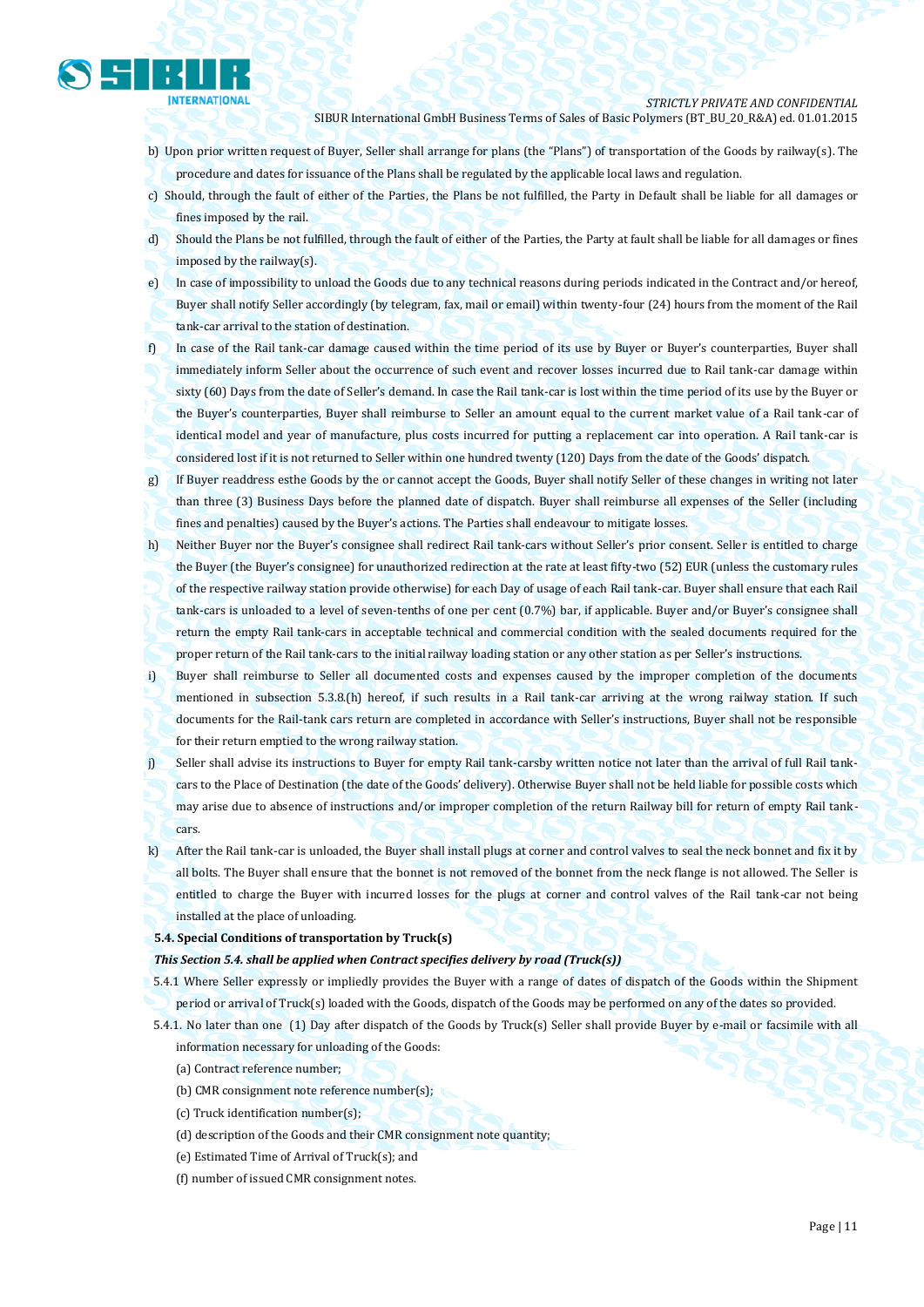b) Upon prior written request of Buyer, Seller shall arrange for plans (the "Plans") of transportation of the Goods by railway(s). The procedure and dates for issuance of the Plans shall be regulated by the applicable local laws and regulation.

c) Should, through the fault of either of the Parties, the Plans be not fulfilled, the Party in Default shall be liable for all damages or fines imposed by the rail.

d) Should the Plans be not fulfilled, through the fault of either of the Parties, the Party at fault shall be liable for all damages or fines imposed by the railway(s).

e) In case of impossibility to unload the Goods due to any technical reasons during periods indicated in the Contract and/or hereof, Buyer shall notify Seller accordingly (by telegram, fax, mail or email) within twenty-four (24) hours from the moment of the Rail tank-car arrival to the station of destination.

f) In case of the Rail tank-car damage caused within the time period of its use by Buyer or Buyer's counterparties, Buyer shall immediately inform Seller about the occurrence of such event and recover losses incurred due to Rail tank-car damage within sixty (60) Days from the date of Seller's demand. In case the Rail tank-car is lost within the time period of its use by the Buyer or the Buyer's counterparties, Buyer shall reimburse to Seller an amount equal to the current market value of a Rail tank-car of identical model and year of manufacture, plus costs incurred for putting a replacement car into operation. A Rail tank-car is considered lost if it is not returned to Seller within one hundred twenty (120) Days from the date of the Goods' dispatch.

g) If Buyer readdress esthe Goods by the or cannot accept the Goods, Buyer shall notify Seller of these changes in writing not later than three (3) Business Days before the planned date of dispatch. Buyer shall reimburse all expenses of the Seller (including fines and penalties) caused by the Buyer's actions. The Parties shall endeavour to mitigate losses.

h) Neither Buyer nor the Buyer's consignee shall redirect Rail tank-cars without Seller's prior consent. Seller is entitled to charge the Buyer (the Buyer's consignee) for unauthorized redirection at the rate at least fifty-two (52) EUR (unless the customary rules of the respective railway station provide otherwise) for each Day of usage of each Rail tank-car. Buyer shall ensure that each Rail tank-cars is unloaded to a level of seven-tenths of one per cent (0.7%) bar, if applicable. Buyer and/or Buyer's consignee shall return the empty Rail tank-cars in acceptable technical and commercial condition with the sealed documents required for the proper return of the Rail tank-cars to the initial railway loading station or any other station as per Seller's instructions.

i) Buyer shall reimburse to Seller all documented costs and expenses caused by the improper completion of the documents mentioned in subsection 5.3.8.(h) hereof, if such results in a Rail tank-car arriving at the wrong railway station. If such documents for the Rail-tank cars return are completed in accordance with Seller's instructions, Buyer shall not be responsible for their return emptied to the wrong railway station.

j) Seller shall advise its instructions to Buyer for empty Rail tank-carsby written notice not later than the arrival of full Rail tank-cars to the Place of Destination (the date of the Goods' delivery). Otherwise Buyer shall not be held liable for possible costs which may arise due to absence of instructions and/or improper completion of the return Railway bill for return of empty Rail tank-cars.

k) After the Rail tank-car is unloaded, the Buyer shall install plugs at corner and control valves to seal the neck bonnet and fix it by all bolts. The Buyer shall ensure that the bonnet is not removed of the bonnet from the neck flange is not allowed. The Seller is entitled to charge the Buyer with incurred losses for the plugs at corner and control valves of the Rail tank-car not being installed at the place of unloading.

**5.4. Special Conditions of transportation by Truck(s)**

***This Section 5.4. shall be applied when Contract specifies delivery by road (Truck(s))***

5.4.1 Where Seller expressly or impliedly provides the Buyer with a range of dates of dispatch of the Goods within the Shipment period or arrival of Truck(s) loaded with the Goods, dispatch of the Goods may be performed on any of the dates so provided.

5.4.1. No later than one (1) Day after dispatch of the Goods by Truck(s) Seller shall provide Buyer by e-mail or facsimile with all information necessary for unloading of the Goods:

(a) Contract reference number;

(b) CMR consignment note reference number(s);

(c) Truck identification number(s);

(d) description of the Goods and their CMR consignment note quantity;

(e) Estimated Time of Arrival of Truck(s); and

(f) number of issued CMR consignment notes.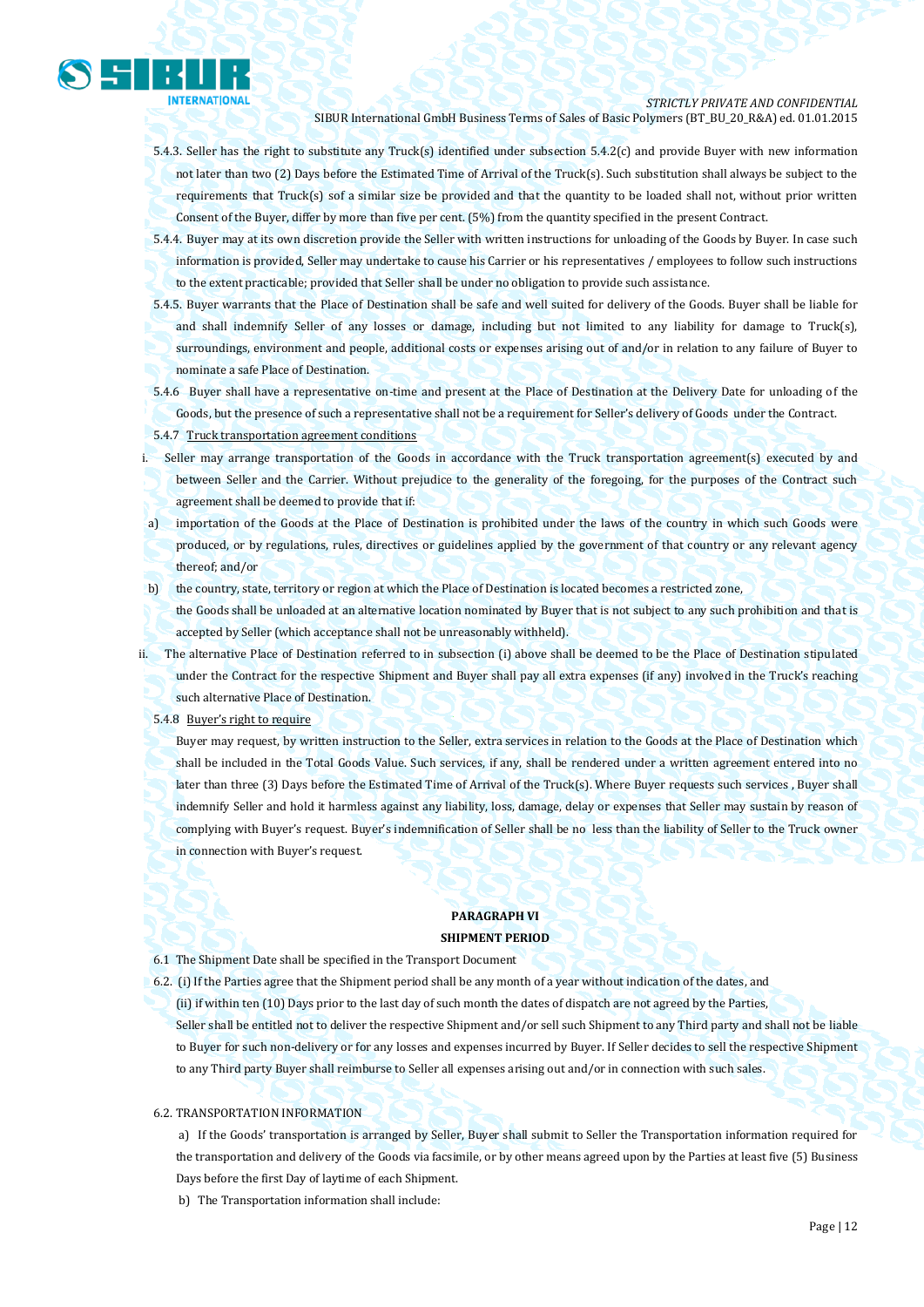5.4.3. Seller has the right to substitute any Truck(s) identified under subsection 5.4.2(c) and provide Buyer with new information not later than two (2) Days before the Estimated Time of Arrival of the Truck(s). Such substitution shall always be subject to the requirements that Truck(s) sof a similar size be provided and that the quantity to be loaded shall not, without prior written Consent of the Buyer, differ by more than five per cent. (5%) from the quantity specified in the present Contract.

5.4.4. Buyer may at its own discretion provide the Seller with written instructions for unloading of the Goods by Buyer. In case such information is provided, Seller may undertake to cause his Carrier or his representatives / employees to follow such instructions to the extent practicable; provided that Seller shall be under no obligation to provide such assistance.

5.4.5. Buyer warrants that the Place of Destination shall be safe and well suited for delivery of the Goods. Buyer shall be liable for and shall indemnify Seller of any losses or damage, including but not limited to any liability for damage to Truck(s), surroundings, environment and people, additional costs or expenses arising out of and/or in relation to any failure of Buyer to nominate a safe Place of Destination.

5.4.6 Buyer shall have a representative on-time and present at the Place of Destination at the Delivery Date for unloading of the Goods, but the presence of such a representative shall not be a requirement for Seller's delivery of Goods under the Contract.

5.4.7 <u>Truck transportation agreement conditions</u>

i. Seller may arrange transportation of the Goods in accordance with the Truck transportation agreement(s) executed by and between Seller and the Carrier. Without prejudice to the generality of the foregoing, for the purposes of the Contract such agreement shall be deemed to provide that if:

a) importation of the Goods at the Place of Destination is prohibited under the laws of the country in which such Goods were produced, or by regulations, rules, directives or guidelines applied by the government of that country or any relevant agency thereof; and/or

b) the country, state, territory or region at which the Place of Destination is located becomes a restricted zone,

the Goods shall be unloaded at an alternative location nominated by Buyer that is not subject to any such prohibition and that is accepted by Seller (which acceptance shall not be unreasonably withheld).

ii. The alternative Place of Destination referred to in subsection (i) above shall be deemed to be the Place of Destination stipulated under the Contract for the respective Shipment and Buyer shall pay all extra expenses (if any) involved in the Truck's reaching such alternative Place of Destination.

5.4.8 <u>Buyer's right to require</u>

Buyer may request, by written instruction to the Seller, extra services in relation to the Goods at the Place of Destination which shall be included in the Total Goods Value. Such services, if any, shall be rendered under a written agreement entered into no later than three (3) Days before the Estimated Time of Arrival of the Truck(s). Where Buyer requests such services , Buyer shall indemnify Seller and hold it harmless against any liability, loss, damage, delay or expenses that Seller may sustain by reason of complying with Buyer's request. Buyer's indemnification of Seller shall be no less than the liability of Seller to the Truck owner in connection with Buyer's request.

**PARAGRAPH VI**

**SHIPMENT PERIOD**

6.1 The Shipment Date shall be specified in the Transport Document

6.2. (i) If the Parties agree that the Shipment period shall be any month of a year without indication of the dates, and

(ii) if within ten (10) Days prior to the last day of such month the dates of dispatch are not agreed by the Parties,

Seller shall be entitled not to deliver the respective Shipment and/or sell such Shipment to any Third party and shall not be liable to Buyer for such non-delivery or for any losses and expenses incurred by Buyer. If Seller decides to sell the respective Shipment to any Third party Buyer shall reimburse to Seller all expenses arising out and/or in connection with such sales.

6.2. TRANSPORTATION INFORMATION

a) If the Goods' transportation is arranged by Seller, Buyer shall submit to Seller the Transportation information required for the transportation and delivery of the Goods via facsimile, or by other means agreed upon by the Parties at least five (5) Business Days before the first Day of laytime of each Shipment.

b) The Transportation information shall include: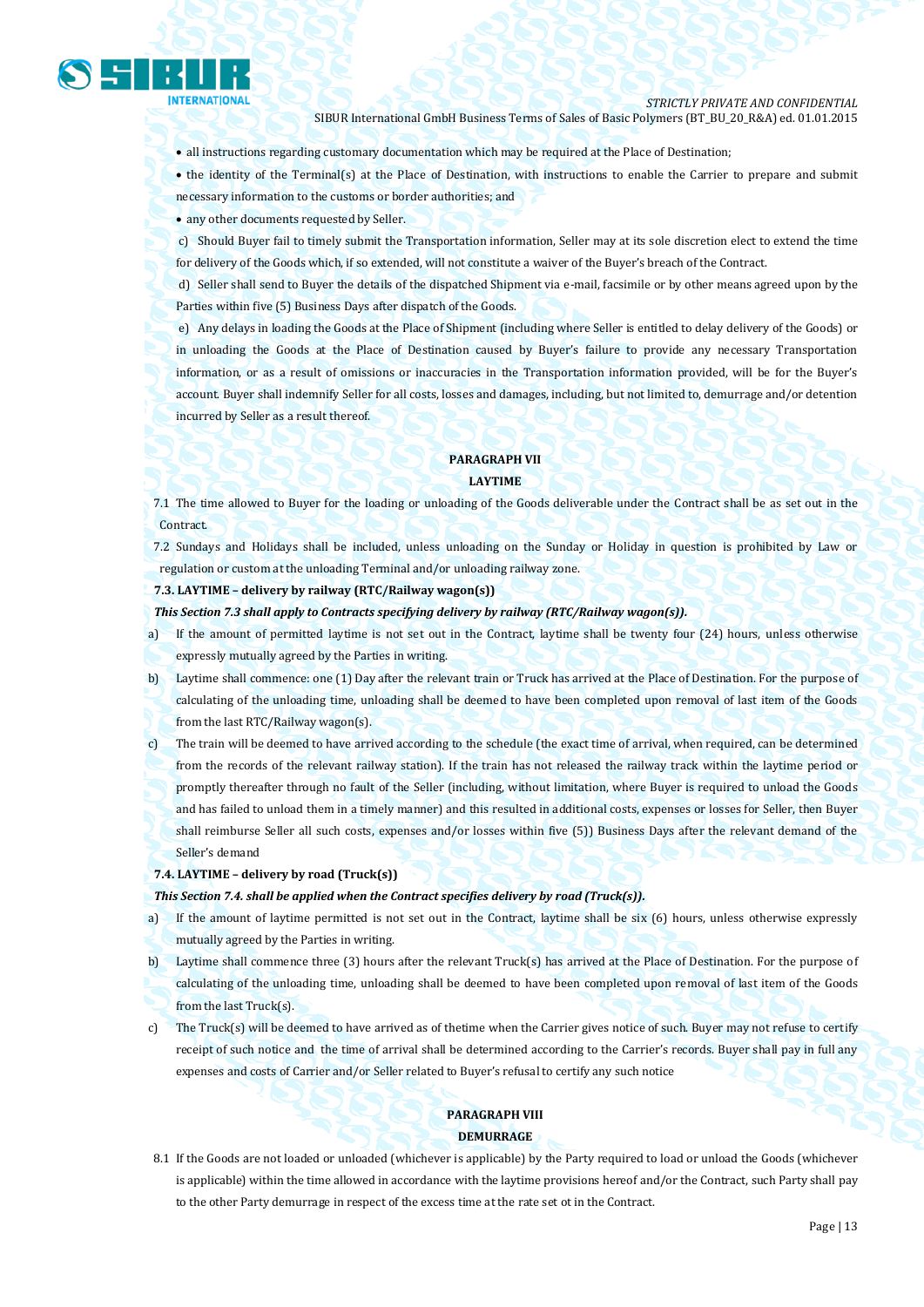- all instructions regarding customary documentation which may be required at the Place of Destination;
- the identity of the Terminal(s) at the Place of Destination, with instructions to enable the Carrier to prepare and submit necessary information to the customs or border authorities; and
- any other documents requested by Seller.

c) Should Buyer fail to timely submit the Transportation information, Seller may at its sole discretion elect to extend the time for delivery of the Goods which, if so extended, will not constitute a waiver of the Buyer's breach of the Contract.

d) Seller shall send to Buyer the details of the dispatched Shipment via e-mail, facsimile or by other means agreed upon by the Parties within five (5) Business Days after dispatch of the Goods.

e) Any delays in loading the Goods at the Place of Shipment (including where Seller is entitled to delay delivery of the Goods) or in unloading the Goods at the Place of Destination caused by Buyer's failure to provide any necessary Transportation information, or as a result of omissions or inaccuracies in the Transportation information provided, will be for the Buyer's account. Buyer shall indemnify Seller for all costs, losses and damages, including, but not limited to, demurrage and/or detention incurred by Seller as a result thereof.

## PARAGRAPH VII
## LAYTIME

7.1 The time allowed to Buyer for the loading or unloading of the Goods deliverable under the Contract shall be as set out in the Contract.

7.2 Sundays and Holidays shall be included, unless unloading on the Sunday or Holiday in question is prohibited by Law or regulation or custom at the unloading Terminal and/or unloading railway zone.

**7.3. LAYTIME – delivery by railway (RTC/Railway wagon(s))**

***This Section 7.3 shall apply to Contracts specifying delivery by railway (RTC/Railway wagon(s)).***

a) If the amount of permitted laytime is not set out in the Contract, laytime shall be twenty four (24) hours, unless otherwise expressly mutually agreed by the Parties in writing.

b) Laytime shall commence: one (1) Day after the relevant train or Truck has arrived at the Place of Destination. For the purpose of calculating of the unloading time, unloading shall be deemed to have been completed upon removal of last item of the Goods from the last RTC/Railway wagon(s).

c) The train will be deemed to have arrived according to the schedule (the exact time of arrival, when required, can be determined from the records of the relevant railway station). If the train has not released the railway track within the laytime period or promptly thereafter through no fault of the Seller (including, without limitation, where Buyer is required to unload the Goods and has failed to unload them in a timely manner) and this resulted in additional costs, expenses or losses for Seller, then Buyer shall reimburse Seller all such costs, expenses and/or losses within five (5)) Business Days after the relevant demand of the Seller's demand

**7.4. LAYTIME – delivery by road (Truck(s))**

***This Section 7.4. shall be applied when the Contract specifies delivery by road (Truck(s)).***

a) If the amount of laytime permitted is not set out in the Contract, laytime shall be six (6) hours, unless otherwise expressly mutually agreed by the Parties in writing.

b) Laytime shall commence three (3) hours after the relevant Truck(s) has arrived at the Place of Destination. For the purpose of calculating of the unloading time, unloading shall be deemed to have been completed upon removal of last item of the Goods from the last Truck(s).

c) The Truck(s) will be deemed to have arrived as of thetime when the Carrier gives notice of such. Buyer may not refuse to certify receipt of such notice and the time of arrival shall be determined according to the Carrier's records. Buyer shall pay in full any expenses and costs of Carrier and/or Seller related to Buyer's refusal to certify any such notice

## PARAGRAPH VIII
## DEMURRAGE

8.1 If the Goods are not loaded or unloaded (whichever is applicable) by the Party required to load or unload the Goods (whichever is applicable) within the time allowed in accordance with the laytime provisions hereof and/or the Contract, such Party shall pay to the other Party demurrage in respect of the excess time at the rate set ot in the Contract.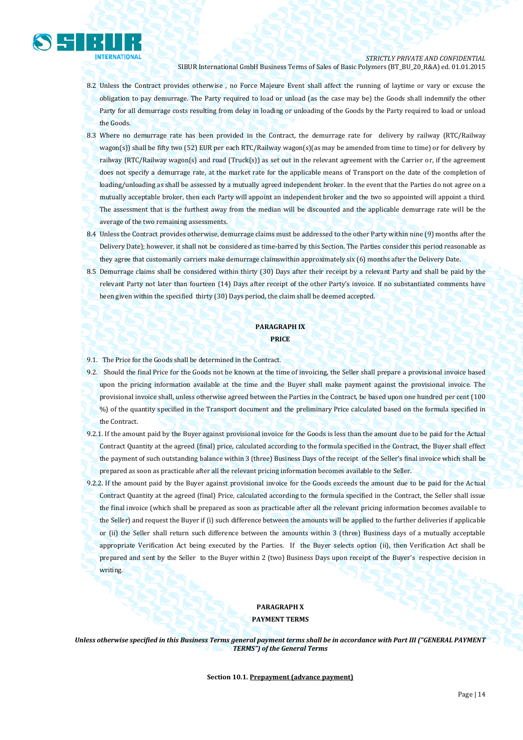8.2 Unless the Contract provides otherwise , no Force Majeure Event shall affect the running of laytime or vary or excuse the obligation to pay demurrage. The Party required to load or unload (as the case may be) the Goods shall indemnify the other Party for all demurrage costs resulting from delay in loading or unloading of the Goods by the Party required to load or unload the Goods.

8.3 Where no demurrage rate has been provided in the Contract, the demurrage rate for delivery by railway (RTC/Railway wagon(s)) shall be fifty two (52) EUR per each RTC/Railway wagon(s)(as may be amended from time to time) or for delivery by railway (RTC/Railway wagon(s) and road (Truck(s)) as set out in the relevant agreement with the Carrier or, if the agreement does not specify a demurrage rate, at the market rate for the applicable means of Transport on the date of the completion of loading/unloading as shall be assessed by a mutually agreed independent broker. In the event that the Parties do not agree on a mutually acceptable broker, then each Party will appoint an independent broker and the two so appointed will appoint a third. The assessment that is the furthest away from the median will be discounted and the applicable demurrage rate will be the average of the two remaining assessments.

8.4 Unless the Contract provides otherwise, demurrage claims must be addressed to the other Party within nine (9) months after the Delivery Date); however, it shall not be considered as time-barred by this Section. The Parties consider this period reasonable as they agree that customarily carriers make demurrage claimswithin approximately six (6) months after the Delivery Date.

8.5 Demurrage claims shall be considered within thirty (30) Days after their receipt by a relevant Party and shall be paid by the relevant Party not later than fourteen (14) Days after receipt of the other Party's invoice. If no substantiated comments have been given within the specified thirty (30) Days period, the claim shall be deemed accepted.

## PARAGRAPH IX
## PRICE

9.1. The Price for the Goods shall be determined in the Contract.

9.2. Should the final Price for the Goods not be known at the time of invoicing, the Seller shall prepare a provisional invoice based upon the pricing information available at the time and the Buyer shall make payment against the provisional invoice. The provisional invoice shall, unless otherwise agreed between the Parties in the Contract, be based upon one hundred per cent (100 %) of the quantity specified in the Transport document and the preliminary Price calculated based on the formula specified in the Contract.

9.2.1. If the amount paid by the Buyer against provisional invoice for the Goods is less than the amount due to be paid for the Actual Contract Quantity at the agreed (final) price, calculated according to the formula specified in the Contract, the Buyer shall effect the payment of such outstanding balance within 3 (three) Business Days of the receipt of the Seller's final invoice which shall be prepared as soon as practicable after all the relevant pricing information becomes available to the Seller.

9.2.2. If the amount paid by the Buyer against provisional invoice for the Goods exceeds the amount due to be paid for the Actual Contract Quantity at the agreed (final) Price, calculated according to the formula specified in the Contract, the Seller shall issue the final invoice (which shall be prepared as soon as practicable after all the relevant pricing information becomes available to the Seller) and request the Buyer if (i) such difference between the amounts will be applied to the further deliveries if applicable or (ii) the Seller shall return such difference between the amounts within 3 (three) Business days of a mutually acceptable appropriate Verification Act being executed by the Parties. If the Buyer selects option (ii), then Verification Act shall be prepared and sent by the Seller to the Buyer within 2 (two) Business Days upon receipt of the Buyer's respective decision in writing.

## PARAGRAPH X
## PAYMENT TERMS

***Unless otherwise specified in this Business Terms general payment terms shall be in accordance with Part III ("GENERAL PAYMENT TERMS") of the General Terms***

**Section 10.1. Prepayment (advance payment)**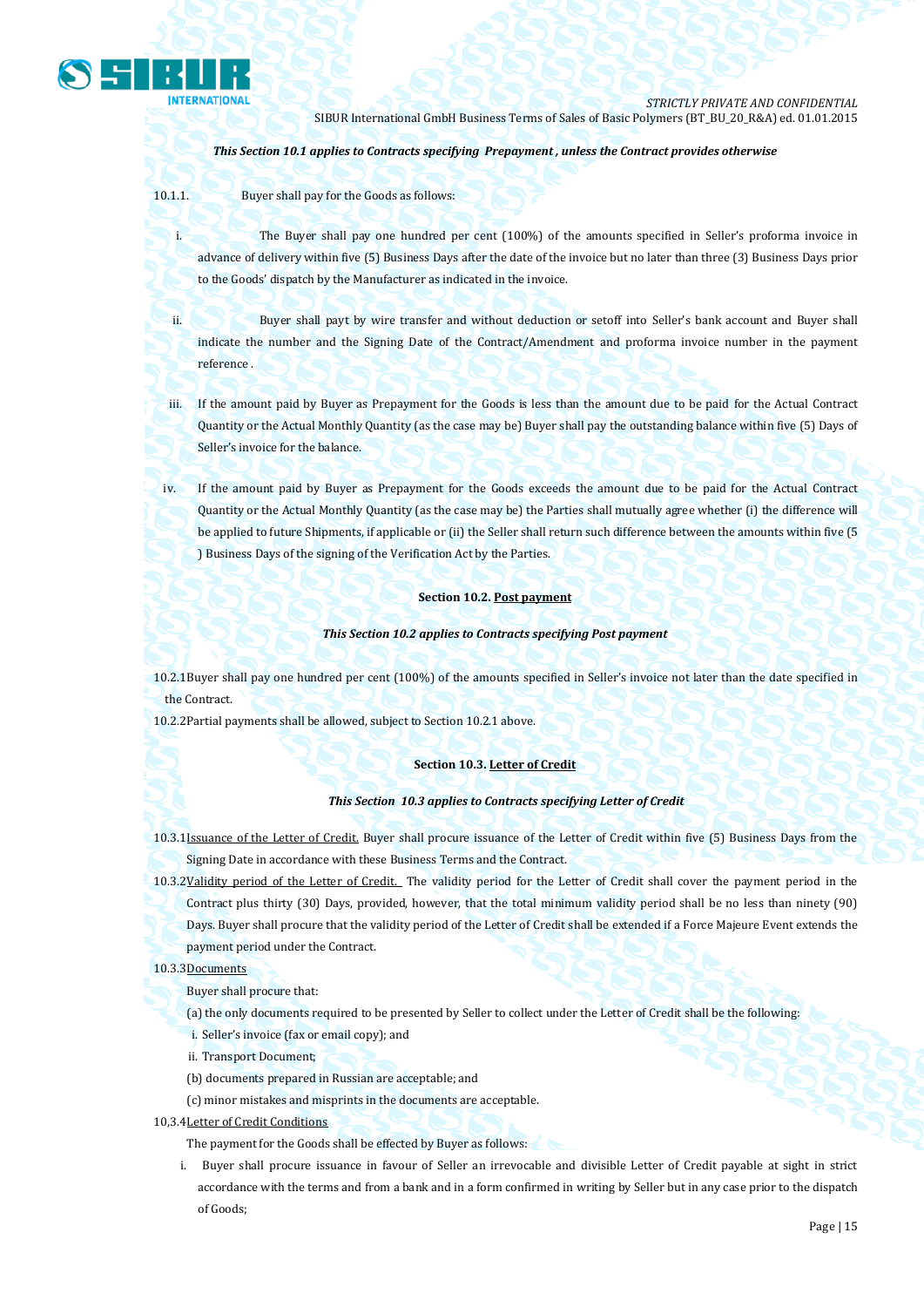*This Section 10.1 applies to Contracts specifying  Prepayment , unless the Contract provides otherwise*

10.1.1. Buyer shall pay for the Goods as follows:

i. The Buyer shall pay one hundred per cent (100%) of the amounts specified in Seller's proforma invoice in advance of delivery within five (5) Business Days after the date of the invoice but no later than three (3) Business Days prior to the Goods' dispatch by the Manufacturer as indicated in the invoice.

ii. Buyer shall payt by wire transfer and without deduction or setoff into Seller's bank account and Buyer shall indicate the number and the Signing Date of the Contract/Amendment and proforma invoice number in the payment reference .

iii. If the amount paid by Buyer as Prepayment for the Goods is less than the amount due to be paid for the Actual Contract Quantity or the Actual Monthly Quantity (as the case may be) Buyer shall pay the outstanding balance within five (5) Days of Seller's invoice for the balance.

iv. If the amount paid by Buyer as Prepayment for the Goods exceeds the amount due to be paid for the Actual Contract Quantity or the Actual Monthly Quantity (as the case may be) the Parties shall mutually agree whether (i) the difference will be applied to future Shipments, if applicable or (ii) the Seller shall return such difference between the amounts within five (5 ) Business Days of the signing of the Verification Act by the Parties.

**Section 10.2. <u>Post payment</u>**

*This Section 10.2 applies to Contracts specifying Post payment*

10.2.1Buyer shall pay one hundred per cent (100%) of the amounts specified in Seller's invoice not later than the date specified in the Contract.

10.2.2Partial payments shall be allowed, subject to Section 10.2.1 above.

**Section 10.3. <u>Letter of Credit</u>**

*This Section  10.3 applies to Contracts specifying Letter of Credit*

10.3.1<u>Issuance of the Letter of Credit.</u> Buyer shall procure issuance of the Letter of Credit within five (5) Business Days from the Signing Date in accordance with these Business Terms and the Contract.

10.3.2<u>Validity period of the Letter of Credit.</u> The validity period for the Letter of Credit shall cover the payment period in the Contract plus thirty (30) Days, provided, however, that the total minimum validity period shall be no less than ninety (90) Days. Buyer shall procure that the validity period of the Letter of Credit shall be extended if a Force Majeure Event extends the payment period under the Contract.

10.3.3<u>Documents</u>

Buyer shall procure that:

(a) the only documents required to be presented by Seller to collect under the Letter of Credit shall be the following:

i. Seller's invoice (fax or email copy); and

ii. Transport Document;

(b) documents prepared in Russian are acceptable; and

(c) minor mistakes and misprints in the documents are acceptable.

10,3.4<u>Letter of Credit Conditions</u>

The payment for the Goods shall be effected by Buyer as follows:

i. Buyer shall procure issuance in favour of Seller an irrevocable and divisible Letter of Credit payable at sight in strict accordance with the terms and from a bank and in a form confirmed in writing by Seller but in any case prior to the dispatch of Goods;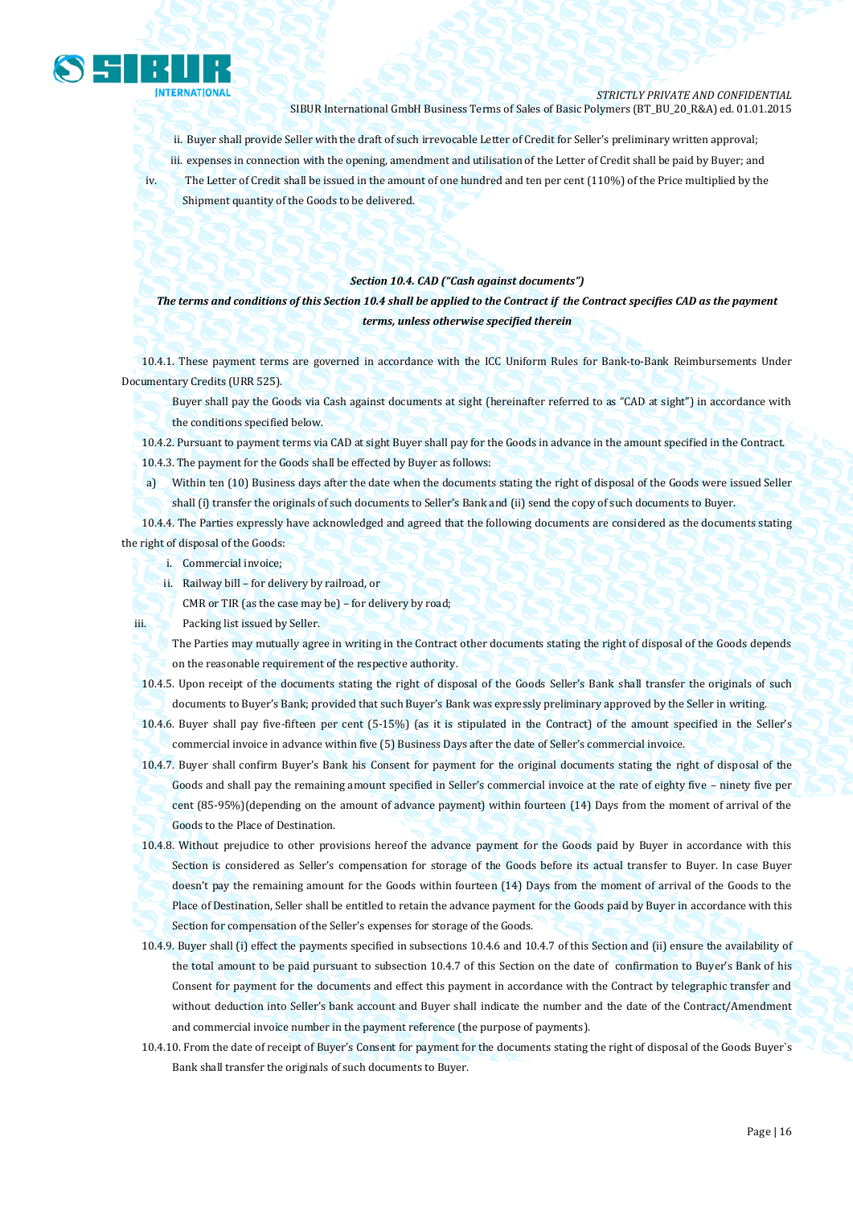ii. Buyer shall provide Seller with the draft of such irrevocable Letter of Credit for Seller's preliminary written approval;

iii. expenses in connection with the opening, amendment and utilisation of the Letter of Credit shall be paid by Buyer; and

iv. The Letter of Credit shall be issued in the amount of one hundred and ten per cent (110%) of the Price multiplied by the Shipment quantity of the Goods to be delivered.

***Section 10.4. CAD ("Cash against documents")***

***The terms and conditions of this Section 10.4 shall be applied to the Contract if the Contract specifies CAD as the payment terms, unless otherwise specified therein***

10.4.1. These payment terms are governed in accordance with the ICC Uniform Rules for Bank-to-Bank Reimbursements Under Documentary Credits (URR 525).

Buyer shall pay the Goods via Cash against documents at sight (hereinafter referred to as "CAD at sight") in accordance with the conditions specified below.

10.4.2. Pursuant to payment terms via CAD at sight Buyer shall pay for the Goods in advance in the amount specified in the Contract.

10.4.3. The payment for the Goods shall be effected by Buyer as follows:

a) Within ten (10) Business days after the date when the documents stating the right of disposal of the Goods were issued Seller shall (i) transfer the originals of such documents to Seller's Bank and (ii) send the copy of such documents to Buyer.

10.4.4. The Parties expressly have acknowledged and agreed that the following documents are considered as the documents stating the right of disposal of the Goods:

i. Commercial invoice;

ii. Railway bill – for delivery by railroad, or
CMR or TIR (as the case may be) – for delivery by road;

iii. Packing list issued by Seller.

The Parties may mutually agree in writing in the Contract other documents stating the right of disposal of the Goods depends on the reasonable requirement of the respective authority.

10.4.5. Upon receipt of the documents stating the right of disposal of the Goods Seller's Bank shall transfer the originals of such documents to Buyer's Bank; provided that such Buyer's Bank was expressly preliminary approved by the Seller in writing.

10.4.6. Buyer shall pay five-fifteen per cent (5-15%) (as it is stipulated in the Contract) of the amount specified in the Seller's commercial invoice in advance within five (5) Business Days after the date of Seller's commercial invoice.

10.4.7. Buyer shall confirm Buyer's Bank his Consent for payment for the original documents stating the right of disposal of the Goods and shall pay the remaining amount specified in Seller's commercial invoice at the rate of eighty five – ninety five per cent (85-95%)(depending on the amount of advance payment) within fourteen (14) Days from the moment of arrival of the Goods to the Place of Destination.

10.4.8. Without prejudice to other provisions hereof the advance payment for the Goods paid by Buyer in accordance with this Section is considered as Seller's compensation for storage of the Goods before its actual transfer to Buyer. In case Buyer doesn't pay the remaining amount for the Goods within fourteen (14) Days from the moment of arrival of the Goods to the Place of Destination, Seller shall be entitled to retain the advance payment for the Goods paid by Buyer in accordance with this Section for compensation of the Seller's expenses for storage of the Goods.

10.4.9. Buyer shall (i) effect the payments specified in subsections 10.4.6 and 10.4.7 of this Section and (ii) ensure the availability of the total amount to be paid pursuant to subsection 10.4.7 of this Section on the date of confirmation to Buyer's Bank of his Consent for payment for the documents and effect this payment in accordance with the Contract by telegraphic transfer and without deduction into Seller's bank account and Buyer shall indicate the number and the date of the Contract/Amendment and commercial invoice number in the payment reference (the purpose of payments).

10.4.10. From the date of receipt of Buyer's Consent for payment for the documents stating the right of disposal of the Goods Buyer`s Bank shall transfer the originals of such documents to Buyer.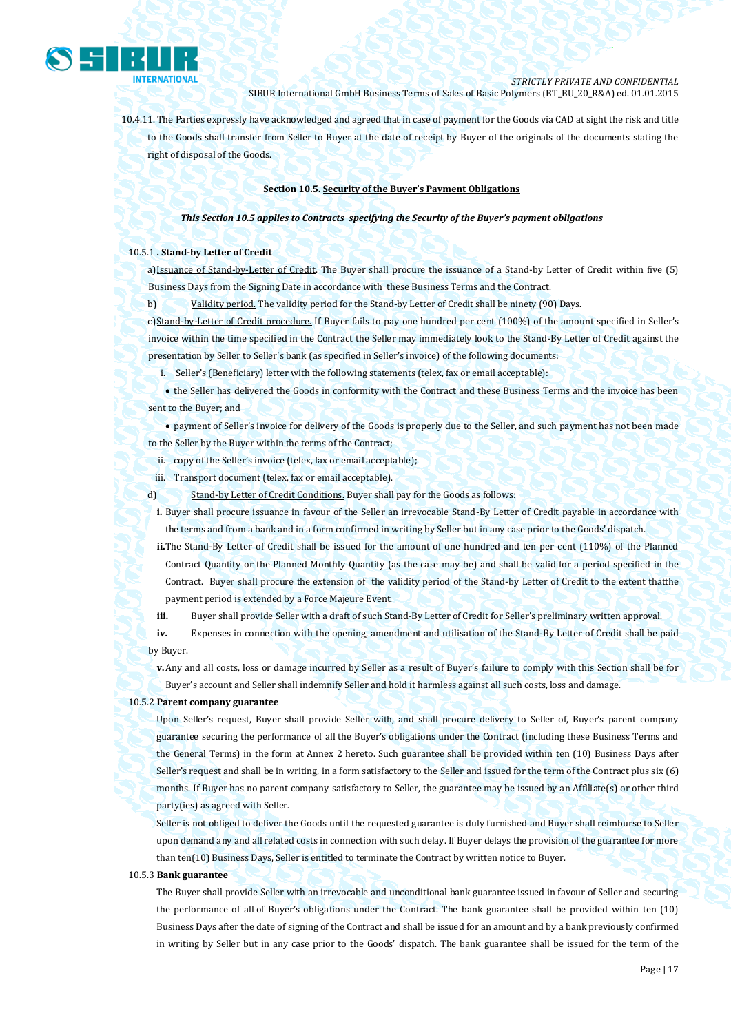10.4.11. The Parties expressly have acknowledged and agreed that in case of payment for the Goods via CAD at sight the risk and title to the Goods shall transfer from Seller to Buyer at the date of receipt by Buyer of the originals of the documents stating the right of disposal of the Goods.

**Section 10.5. Security of the Buyer's Payment Obligations**

***This Section 10.5 applies to Contracts specifying the Security of the Buyer's payment obligations***

10.5.1 **. Stand-by Letter of Credit**

a) Issuance of Stand-by-Letter of Credit. The Buyer shall procure the issuance of a Stand-by Letter of Credit within five (5) Business Days from the Signing Date in accordance with these Business Terms and the Contract.

b) Validity period. The validity period for the Stand-by Letter of Credit shall be ninety (90) Days.

c) Stand-by-Letter of Credit procedure. If Buyer fails to pay one hundred per cent (100%) of the amount specified in Seller's invoice within the time specified in the Contract the Seller may immediately look to the Stand-By Letter of Credit against the presentation by Seller to Seller's bank (as specified in Seller's invoice) of the following documents:

i. Seller's (Beneficiary) letter with the following statements (telex, fax or email acceptable):

- the Seller has delivered the Goods in conformity with the Contract and these Business Terms and the invoice has been sent to the Buyer; and
- payment of Seller's invoice for delivery of the Goods is properly due to the Seller, and such payment has not been made to the Seller by the Buyer within the terms of the Contract;

ii. copy of the Seller's invoice (telex, fax or email acceptable);

iii. Transport document (telex, fax or email acceptable).

d) Stand-by Letter of Credit Conditions. Buyer shall pay for the Goods as follows:

**i.** Buyer shall procure issuance in favour of the Seller an irrevocable Stand-By Letter of Credit payable in accordance with the terms and from a bank and in a form confirmed in writing by Seller but in any case prior to the Goods' dispatch.

**ii.** The Stand-By Letter of Credit shall be issued for the amount of one hundred and ten per cent (110%) of the Planned Contract Quantity or the Planned Monthly Quantity (as the case may be) and shall be valid for a period specified in the Contract. Buyer shall procure the extension of the validity period of the Stand-by Letter of Credit to the extent thatthe payment period is extended by a Force Majeure Event.

**iii.** Buyer shall provide Seller with a draft of such Stand-By Letter of Credit for Seller's preliminary written approval.

**iv.** Expenses in connection with the opening, amendment and utilisation of the Stand-By Letter of Credit shall be paid by Buyer.

**v.** Any and all costs, loss or damage incurred by Seller as a result of Buyer's failure to comply with this Section shall be for Buyer's account and Seller shall indemnify Seller and hold it harmless against all such costs, loss and damage.

10.5.2 **Parent company guarantee**

Upon Seller's request, Buyer shall provide Seller with, and shall procure delivery to Seller of, Buyer's parent company guarantee securing the performance of all the Buyer's obligations under the Contract (including these Business Terms and the General Terms) in the form at Annex 2 hereto. Such guarantee shall be provided within ten (10) Business Days after Seller's request and shall be in writing, in a form satisfactory to the Seller and issued for the term of the Contract plus six (6) months. If Buyer has no parent company satisfactory to Seller, the guarantee may be issued by an Affiliate(s) or other third party(ies) as agreed with Seller.

Seller is not obliged to deliver the Goods until the requested guarantee is duly furnished and Buyer shall reimburse to Seller upon demand any and all related costs in connection with such delay. If Buyer delays the provision of the guarantee for more than ten(10) Business Days, Seller is entitled to terminate the Contract by written notice to Buyer.

10.5.3 **Bank guarantee**

The Buyer shall provide Seller with an irrevocable and unconditional bank guarantee issued in favour of Seller and securing the performance of all of Buyer's obligations under the Contract. The bank guarantee shall be provided within ten (10) Business Days after the date of signing of the Contract and shall be issued for an amount and by a bank previously confirmed in writing by Seller but in any case prior to the Goods' dispatch. The bank guarantee shall be issued for the term of the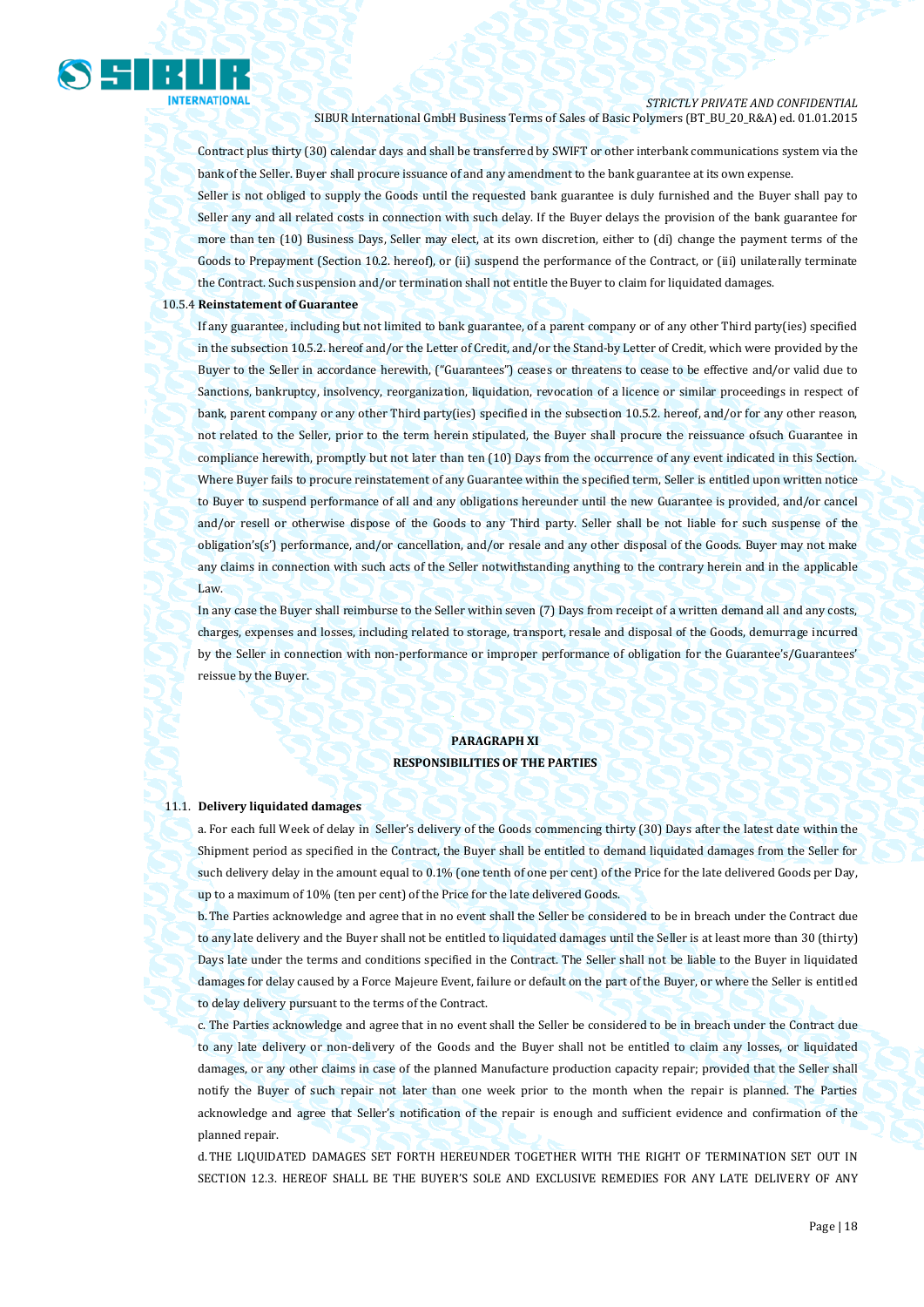Contract plus thirty (30) calendar days and shall be transferred by SWIFT or other interbank communications system via the bank of the Seller. Buyer shall procure issuance of and any amendment to the bank guarantee at its own expense.

Seller is not obliged to supply the Goods until the requested bank guarantee is duly furnished and the Buyer shall pay to Seller any and all related costs in connection with such delay. If the Buyer delays the provision of the bank guarantee for more than ten (10) Business Days, Seller may elect, at its own discretion, either to (di) change the payment terms of the Goods to Prepayment (Section 10.2. hereof), or (ii) suspend the performance of the Contract, or (iii) unilaterally terminate the Contract. Such suspension and/or termination shall not entitle the Buyer to claim for liquidated damages.

10.5.4 **Reinstatement of Guarantee**

If any guarantee, including but not limited to bank guarantee, of a parent company or of any other Third party(ies) specified in the subsection 10.5.2. hereof and/or the Letter of Credit, and/or the Stand-by Letter of Credit, which were provided by the Buyer to the Seller in accordance herewith, ("Guarantees") ceases or threatens to cease to be effective and/or valid due to Sanctions, bankruptcy, insolvency, reorganization, liquidation, revocation of a licence or similar proceedings in respect of bank, parent company or any other Third party(ies) specified in the subsection 10.5.2. hereof, and/or for any other reason, not related to the Seller, prior to the term herein stipulated, the Buyer shall procure the reissuance ofsuch Guarantee in compliance herewith, promptly but not later than ten (10) Days from the occurrence of any event indicated in this Section. Where Buyer fails to procure reinstatement of any Guarantee within the specified term, Seller is entitled upon written notice to Buyer to suspend performance of all and any obligations hereunder until the new Guarantee is provided, and/or cancel and/or resell or otherwise dispose of the Goods to any Third party. Seller shall be not liable for such suspense of the obligation's(s') performance, and/or cancellation, and/or resale and any other disposal of the Goods. Buyer may not make any claims in connection with such acts of the Seller notwithstanding anything to the contrary herein and in the applicable Law.

In any case the Buyer shall reimburse to the Seller within seven (7) Days from receipt of a written demand all and any costs, charges, expenses and losses, including related to storage, transport, resale and disposal of the Goods, demurrage incurred by the Seller in connection with non-performance or improper performance of obligation for the Guarantee's/Guarantees' reissue by the Buyer.

## PARAGRAPH XI
## RESPONSIBILITIES OF THE PARTIES

11.1. **Delivery liquidated damages**

a. For each full Week of delay in Seller's delivery of the Goods commencing thirty (30) Days after the latest date within the Shipment period as specified in the Contract, the Buyer shall be entitled to demand liquidated damages from the Seller for such delivery delay in the amount equal to 0.1% (one tenth of one per cent) of the Price for the late delivered Goods per Day, up to a maximum of 10% (ten per cent) of the Price for the late delivered Goods.

b. The Parties acknowledge and agree that in no event shall the Seller be considered to be in breach under the Contract due to any late delivery and the Buyer shall not be entitled to liquidated damages until the Seller is at least more than 30 (thirty) Days late under the terms and conditions specified in the Contract. The Seller shall not be liable to the Buyer in liquidated damages for delay caused by a Force Majeure Event, failure or default on the part of the Buyer, or where the Seller is entitled to delay delivery pursuant to the terms of the Contract.

c. The Parties acknowledge and agree that in no event shall the Seller be considered to be in breach under the Contract due to any late delivery or non-delivery of the Goods and the Buyer shall not be entitled to claim any losses, or liquidated damages, or any other claims in case of the planned Manufacture production capacity repair; provided that the Seller shall notify the Buyer of such repair not later than one week prior to the month when the repair is planned. The Parties acknowledge and agree that Seller's notification of the repair is enough and sufficient evidence and confirmation of the planned repair.

d. THE LIQUIDATED DAMAGES SET FORTH HEREUNDER TOGETHER WITH THE RIGHT OF TERMINATION SET OUT IN SECTION 12.3. HEREOF SHALL BE THE BUYER'S SOLE AND EXCLUSIVE REMEDIES FOR ANY LATE DELIVERY OF ANY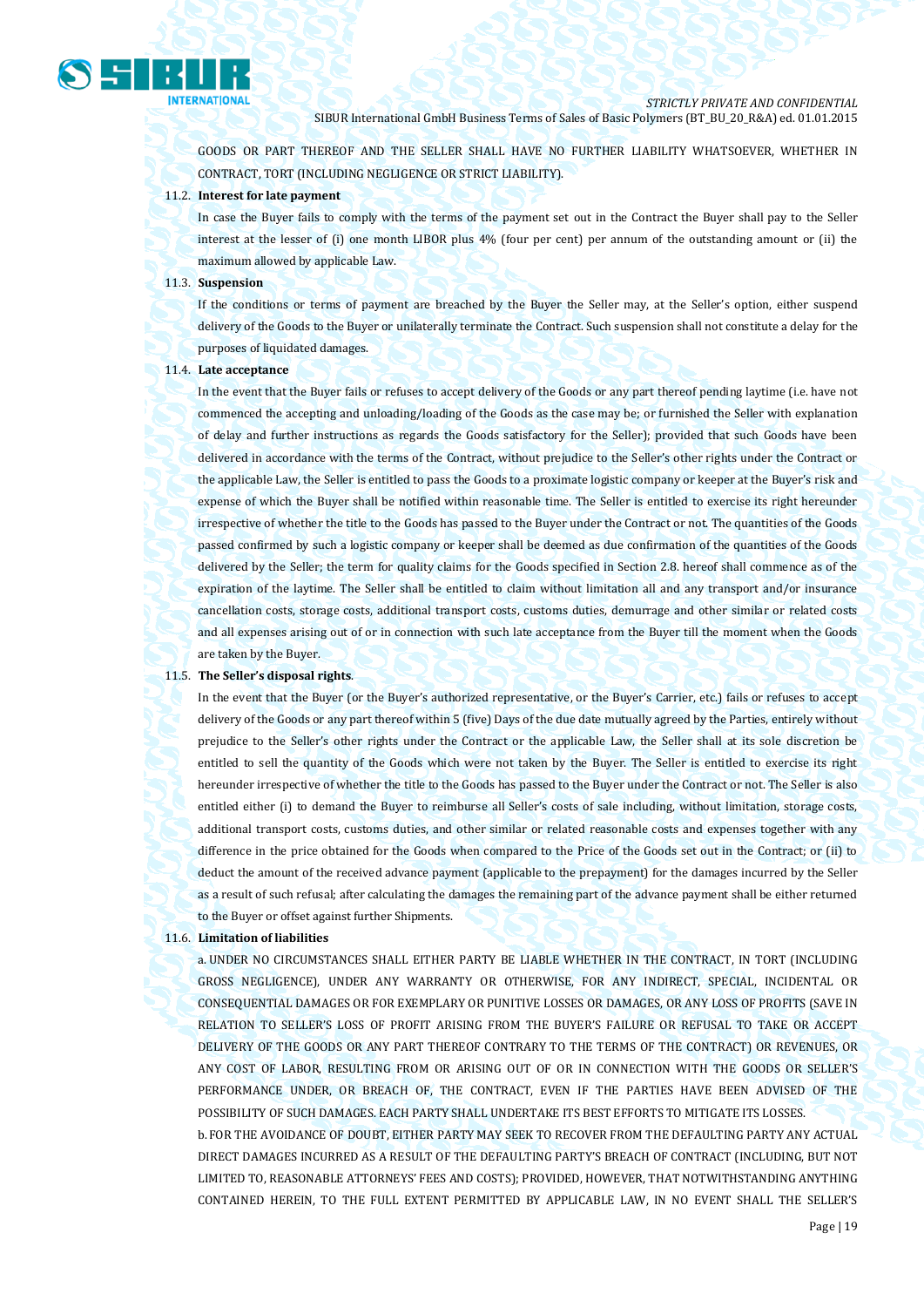GOODS OR PART THEREOF AND THE SELLER SHALL HAVE NO FURTHER LIABILITY WHATSOEVER, WHETHER IN CONTRACT, TORT (INCLUDING NEGLIGENCE OR STRICT LIABILITY).

11.2. **Interest for late payment**

In case the Buyer fails to comply with the terms of the payment set out in the Contract the Buyer shall pay to the Seller interest at the lesser of (i) one month LIBOR plus 4% (four per cent) per annum of the outstanding amount or (ii) the maximum allowed by applicable Law.

11.3. **Suspension**

If the conditions or terms of payment are breached by the Buyer the Seller may, at the Seller's option, either suspend delivery of the Goods to the Buyer or unilaterally terminate the Contract. Such suspension shall not constitute a delay for the purposes of liquidated damages.

11.4. **Late acceptance**

In the event that the Buyer fails or refuses to accept delivery of the Goods or any part thereof pending laytime (i.e. have not commenced the accepting and unloading/loading of the Goods as the case may be; or furnished the Seller with explanation of delay and further instructions as regards the Goods satisfactory for the Seller); provided that such Goods have been delivered in accordance with the terms of the Contract, without prejudice to the Seller's other rights under the Contract or the applicable Law, the Seller is entitled to pass the Goods to a proximate logistic company or keeper at the Buyer's risk and expense of which the Buyer shall be notified within reasonable time. The Seller is entitled to exercise its right hereunder irrespective of whether the title to the Goods has passed to the Buyer under the Contract or not. The quantities of the Goods passed confirmed by such a logistic company or keeper shall be deemed as due confirmation of the quantities of the Goods delivered by the Seller; the term for quality claims for the Goods specified in Section 2.8. hereof shall commence as of the expiration of the laytime. The Seller shall be entitled to claim without limitation all and any transport and/or insurance cancellation costs, storage costs, additional transport costs, customs duties, demurrage and other similar or related costs and all expenses arising out of or in connection with such late acceptance from the Buyer till the moment when the Goods are taken by the Buyer.

11.5. **The Seller's disposal rights**.

In the event that the Buyer (or the Buyer's authorized representative, or the Buyer's Carrier, etc.) fails or refuses to accept delivery of the Goods or any part thereof within 5 (five) Days of the due date mutually agreed by the Parties, entirely without prejudice to the Seller's other rights under the Contract or the applicable Law, the Seller shall at its sole discretion be entitled to sell the quantity of the Goods which were not taken by the Buyer. The Seller is entitled to exercise its right hereunder irrespective of whether the title to the Goods has passed to the Buyer under the Contract or not. The Seller is also entitled either (i) to demand the Buyer to reimburse all Seller's costs of sale including, without limitation, storage costs, additional transport costs, customs duties, and other similar or related reasonable costs and expenses together with any difference in the price obtained for the Goods when compared to the Price of the Goods set out in the Contract; or (ii) to deduct the amount of the received advance payment (applicable to the prepayment) for the damages incurred by the Seller as a result of such refusal; after calculating the damages the remaining part of the advance payment shall be either returned to the Buyer or offset against further Shipments.

11.6. **Limitation of liabilities**

a. UNDER NO CIRCUMSTANCES SHALL EITHER PARTY BE LIABLE WHETHER IN THE CONTRACT, IN TORT (INCLUDING GROSS NEGLIGENCE), UNDER ANY WARRANTY OR OTHERWISE, FOR ANY INDIRECT, SPECIAL, INCIDENTAL OR CONSEQUENTIAL DAMAGES OR FOR EXEMPLARY OR PUNITIVE LOSSES OR DAMAGES, OR ANY LOSS OF PROFITS (SAVE IN RELATION TO SELLER'S LOSS OF PROFIT ARISING FROM THE BUYER'S FAILURE OR REFUSAL TO TAKE OR ACCEPT DELIVERY OF THE GOODS OR ANY PART THEREOF CONTRARY TO THE TERMS OF THE CONTRACT) OR REVENUES, OR ANY COST OF LABOR, RESULTING FROM OR ARISING OUT OF OR IN CONNECTION WITH THE GOODS OR SELLER'S PERFORMANCE UNDER, OR BREACH OF, THE CONTRACT, EVEN IF THE PARTIES HAVE BEEN ADVISED OF THE POSSIBILITY OF SUCH DAMAGES. EACH PARTY SHALL UNDERTAKE ITS BEST EFFORTS TO MITIGATE ITS LOSSES.

b. FOR THE AVOIDANCE OF DOUBT, EITHER PARTY MAY SEEK TO RECOVER FROM THE DEFAULTING PARTY ANY ACTUAL DIRECT DAMAGES INCURRED AS A RESULT OF THE DEFAULTING PARTY'S BREACH OF CONTRACT (INCLUDING, BUT NOT LIMITED TO, REASONABLE ATTORNEYS' FEES AND COSTS); PROVIDED, HOWEVER, THAT NOTWITHSTANDING ANYTHING CONTAINED HEREIN, TO THE FULL EXTENT PERMITTED BY APPLICABLE LAW, IN NO EVENT SHALL THE SELLER'S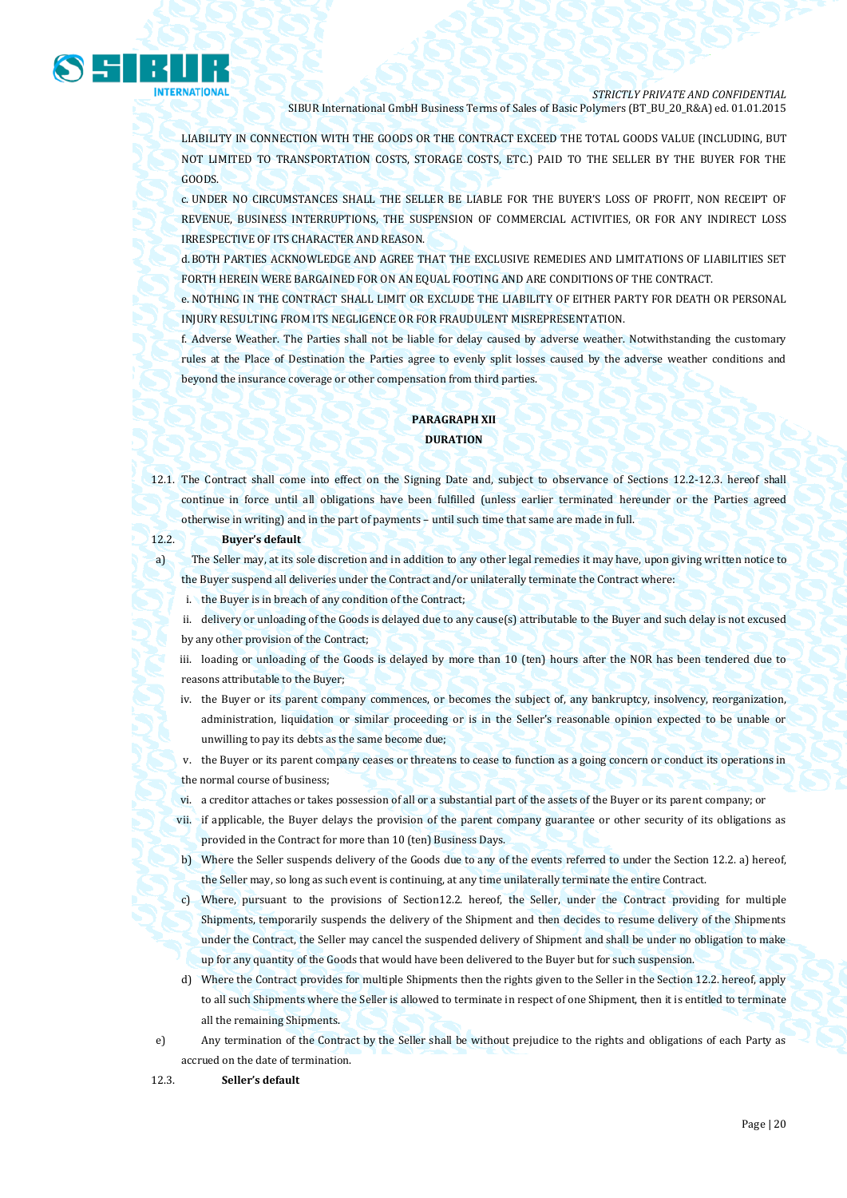LIABILITY IN CONNECTION WITH THE GOODS OR THE CONTRACT EXCEED THE TOTAL GOODS VALUE (INCLUDING, BUT NOT LIMITED TO TRANSPORTATION COSTS, STORAGE COSTS, ETC.) PAID TO THE SELLER BY THE BUYER FOR THE GOODS.

c. UNDER NO CIRCUMSTANCES SHALL THE SELLER BE LIABLE FOR THE BUYER'S LOSS OF PROFIT, NON RECEIPT OF REVENUE, BUSINESS INTERRUPTIONS, THE SUSPENSION OF COMMERCIAL ACTIVITIES, OR FOR ANY INDIRECT LOSS IRRESPECTIVE OF ITS CHARACTER AND REASON.

d. BOTH PARTIES ACKNOWLEDGE AND AGREE THAT THE EXCLUSIVE REMEDIES AND LIMITATIONS OF LIABILITIES SET FORTH HEREIN WERE BARGAINED FOR ON AN EQUAL FOOTING AND ARE CONDITIONS OF THE CONTRACT.

e. NOTHING IN THE CONTRACT SHALL LIMIT OR EXCLUDE THE LIABILITY OF EITHER PARTY FOR DEATH OR PERSONAL INJURY RESULTING FROM ITS NEGLIGENCE OR FOR FRAUDULENT MISREPRESENTATION.

f. Adverse Weather. The Parties shall not be liable for delay caused by adverse weather. Notwithstanding the customary rules at the Place of Destination the Parties agree to evenly split losses caused by the adverse weather conditions and beyond the insurance coverage or other compensation from third parties.

## PARAGRAPH XII
## DURATION

12.1. The Contract shall come into effect on the Signing Date and, subject to observance of Sections 12.2-12.3. hereof shall continue in force until all obligations have been fulfilled (unless earlier terminated hereunder or the Parties agreed otherwise in writing) and in the part of payments – until such time that same are made in full.

12.2. **Buyer's default**

a) The Seller may, at its sole discretion and in addition to any other legal remedies it may have, upon giving written notice to the Buyer suspend all deliveries under the Contract and/or unilaterally terminate the Contract where:

i. the Buyer is in breach of any condition of the Contract;

ii. delivery or unloading of the Goods is delayed due to any cause(s) attributable to the Buyer and such delay is not excused by any other provision of the Contract;

iii. loading or unloading of the Goods is delayed by more than 10 (ten) hours after the NOR has been tendered due to reasons attributable to the Buyer;

iv. the Buyer or its parent company commences, or becomes the subject of, any bankruptcy, insolvency, reorganization, administration, liquidation or similar proceeding or is in the Seller's reasonable opinion expected to be unable or unwilling to pay its debts as the same become due;

v. the Buyer or its parent company ceases or threatens to cease to function as a going concern or conduct its operations in the normal course of business;

vi. a creditor attaches or takes possession of all or a substantial part of the assets of the Buyer or its parent company; or

vii. if applicable, the Buyer delays the provision of the parent company guarantee or other security of its obligations as provided in the Contract for more than 10 (ten) Business Days.

b) Where the Seller suspends delivery of the Goods due to any of the events referred to under the Section 12.2. a) hereof, the Seller may, so long as such event is continuing, at any time unilaterally terminate the entire Contract.

c) Where, pursuant to the provisions of Section12.2. hereof, the Seller, under the Contract providing for multiple Shipments, temporarily suspends the delivery of the Shipment and then decides to resume delivery of the Shipments under the Contract, the Seller may cancel the suspended delivery of Shipment and shall be under no obligation to make up for any quantity of the Goods that would have been delivered to the Buyer but for such suspension.

d) Where the Contract provides for multiple Shipments then the rights given to the Seller in the Section 12.2. hereof, apply to all such Shipments where the Seller is allowed to terminate in respect of one Shipment, then it is entitled to terminate all the remaining Shipments.

e) Any termination of the Contract by the Seller shall be without prejudice to the rights and obligations of each Party as accrued on the date of termination.

12.3. **Seller's default**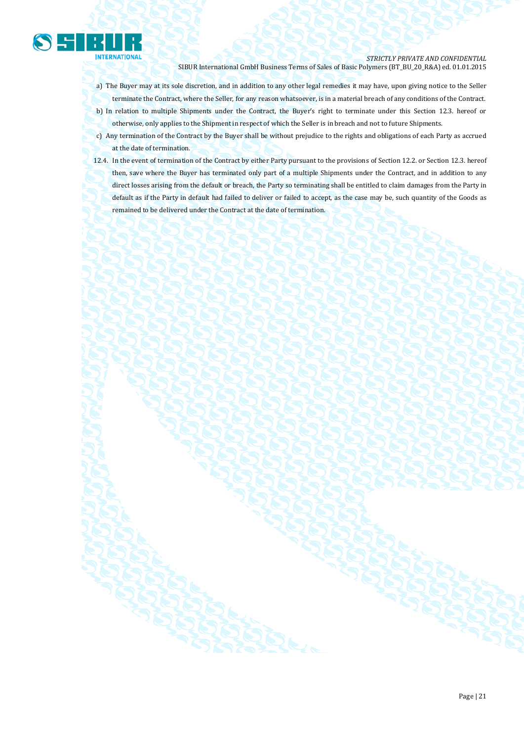a) The Buyer may at its sole discretion, and in addition to any other legal remedies it may have, upon giving notice to the Seller terminate the Contract, where the Seller, for any reason whatsoever, is in a material breach of any conditions of the Contract.

b) In relation to multiple Shipments under the Contract, the Buyer's right to terminate under this Section 12.3. hereof or otherwise, only applies to the Shipment in respect of which the Seller is in breach and not to future Shipments.

c) Any termination of the Contract by the Buyer shall be without prejudice to the rights and obligations of each Party as accrued at the date of termination.

12.4. In the event of termination of the Contract by either Party pursuant to the provisions of Section 12.2. or Section 12.3. hereof then, save where the Buyer has terminated only part of a multiple Shipments under the Contract, and in addition to any direct losses arising from the default or breach, the Party so terminating shall be entitled to claim damages from the Party in default as if the Party in default had failed to deliver or failed to accept, as the case may be, such quantity of the Goods as remained to be delivered under the Contract at the date of termination.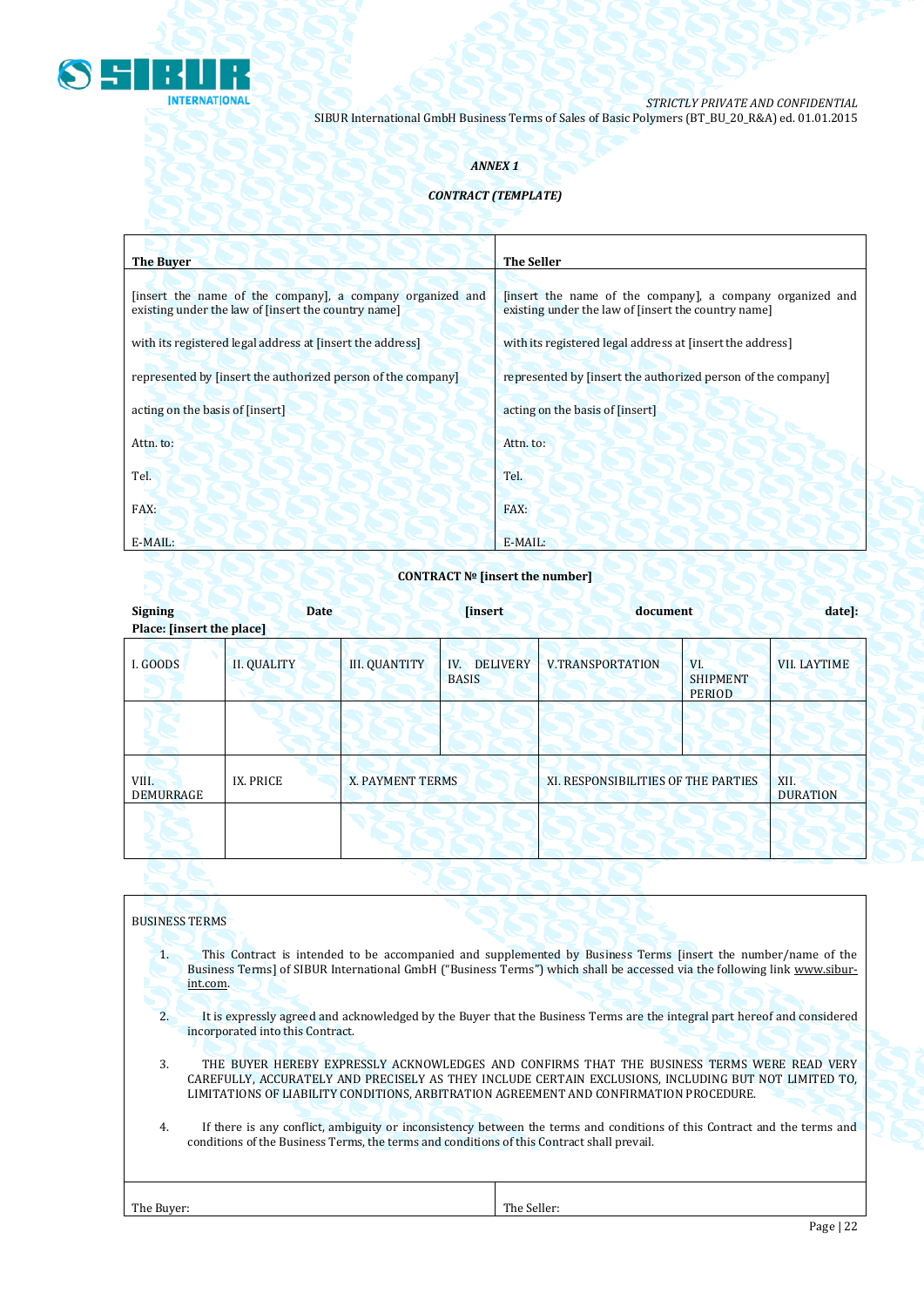*STRICTLY PRIVATE AND CONFIDENTIAL*

SIBUR International GmbH Business Terms of Sales of Basic Polymers (BT_BU_20_R&A) ed. 01.01.2015

***ANNEX 1***

***CONTRACT (TEMPLATE)***

| **The Buyer** | **The Seller** |
|---|---|
| [insert the name of the company], a company organized and existing under the law of [insert the country name]<br><br>with its registered legal address at [insert the address]<br><br>represented by [insert the authorized person of the company]<br><br>acting on the basis of [insert]<br><br>Attn. to:<br><br>Tel.<br><br>FAX:<br><br>E-MAIL: | [insert the name of the company], a company organized and existing under the law of [insert the country name]<br><br>with its registered legal address at [insert the address]<br><br>represented by [insert the authorized person of the company]<br><br>acting on the basis of [insert]<br><br>Attn. to:<br><br>Tel.<br><br>FAX:<br><br>E-MAIL: |

**CONTRACT № [insert the number]**

**Signing Date [insert document date]:**
**Place: [insert the place]**

| I. GOODS | II. QUALITY | III. QUANTITY | IV. DELIVERY BASIS | V.TRANSPORTATION | VI. SHIPMENT PERIOD | VII. LAYTIME |
|---|---|---|---|---|---|---|
| | | | | | | |
| VIII. DEMURRAGE | IX. PRICE | X. PAYMENT TERMS | | XI. RESPONSIBILITIES OF THE PARTIES | | XII. DURATION |
| | | | | | | |

BUSINESS TERMS

1. This Contract is intended to be accompanied and supplemented by Business Terms [insert the number/name of the Business Terms] of SIBUR International GmbH ("Business Terms") which shall be accessed via the following link www.sibur-int.com.

2. It is expressly agreed and acknowledged by the Buyer that the Business Terms are the integral part hereof and considered incorporated into this Contract.

3. THE BUYER HEREBY EXPRESSLY ACKNOWLEDGES AND CONFIRMS THAT THE BUSINESS TERMS WERE READ VERY CAREFULLY, ACCURATELY AND PRECISELY AS THEY INCLUDE CERTAIN EXCLUSIONS, INCLUDING BUT NOT LIMITED TO, LIMITATIONS OF LIABILITY CONDITIONS, ARBITRATION AGREEMENT AND CONFIRMATION PROCEDURE.

4. If there is any conflict, ambiguity or inconsistency between the terms and conditions of this Contract and the terms and conditions of the Business Terms, the terms and conditions of this Contract shall prevail.

| The Buyer: | The Seller: |
|---|---|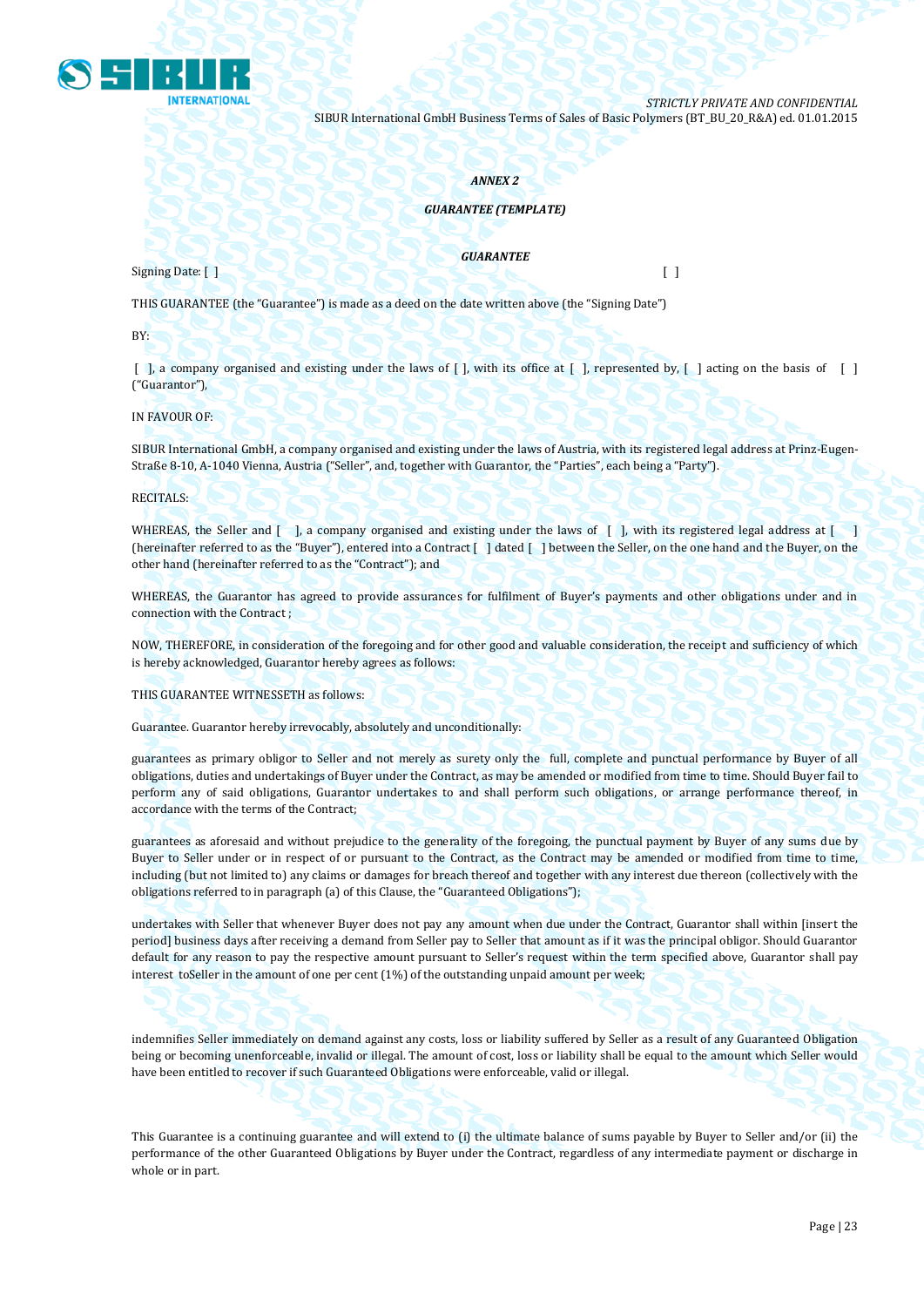*ANNEX 2*

***GUARANTEE (TEMPLATE)***

***GUARANTEE***

Signing Date: [ ] [ ]

THIS GUARANTEE (the "Guarantee") is made as a deed on the date written above (the "Signing Date")

BY:

[ ], a company organised and existing under the laws of [ ], with its office at [ ], represented by, [ ] acting on the basis of [ ] ("Guarantor"),

IN FAVOUR OF:

SIBUR International GmbH, a company organised and existing under the laws of Austria, with its registered legal address at Prinz-Eugen-Straße 8-10, A-1040 Vienna, Austria ("Seller", and, together with Guarantor, the "Parties", each being a "Party").

RECITALS:

WHEREAS, the Seller and [ ], a company organised and existing under the laws of [ ], with its registered legal address at [ ] (hereinafter referred to as the "Buyer"), entered into a Contract [ ] dated [ ] between the Seller, on the one hand and the Buyer, on the other hand (hereinafter referred to as the "Contract"); and

WHEREAS, the Guarantor has agreed to provide assurances for fulfilment of Buyer's payments and other obligations under and in connection with the Contract ;

NOW, THEREFORE, in consideration of the foregoing and for other good and valuable consideration, the receipt and sufficiency of which is hereby acknowledged, Guarantor hereby agrees as follows:

THIS GUARANTEE WITNESSETH as follows:

Guarantee. Guarantor hereby irrevocably, absolutely and unconditionally:

guarantees as primary obligor to Seller and not merely as surety only the full, complete and punctual performance by Buyer of all obligations, duties and undertakings of Buyer under the Contract, as may be amended or modified from time to time. Should Buyer fail to perform any of said obligations, Guarantor undertakes to and shall perform such obligations, or arrange performance thereof, in accordance with the terms of the Contract;

guarantees as aforesaid and without prejudice to the generality of the foregoing, the punctual payment by Buyer of any sums due by Buyer to Seller under or in respect of or pursuant to the Contract, as the Contract may be amended or modified from time to time, including (but not limited to) any claims or damages for breach thereof and together with any interest due thereon (collectively with the obligations referred to in paragraph (a) of this Clause, the "Guaranteed Obligations");

undertakes with Seller that whenever Buyer does not pay any amount when due under the Contract, Guarantor shall within [insert the period] business days after receiving a demand from Seller pay to Seller that amount as if it was the principal obligor. Should Guarantor default for any reason to pay the respective amount pursuant to Seller's request within the term specified above, Guarantor shall pay interest toSeller in the amount of one per cent (1%) of the outstanding unpaid amount per week;

indemnifies Seller immediately on demand against any costs, loss or liability suffered by Seller as a result of any Guaranteed Obligation being or becoming unenforceable, invalid or illegal. The amount of cost, loss or liability shall be equal to the amount which Seller would have been entitled to recover if such Guaranteed Obligations were enforceable, valid or illegal.

This Guarantee is a continuing guarantee and will extend to (i) the ultimate balance of sums payable by Buyer to Seller and/or (ii) the performance of the other Guaranteed Obligations by Buyer under the Contract, regardless of any intermediate payment or discharge in whole or in part.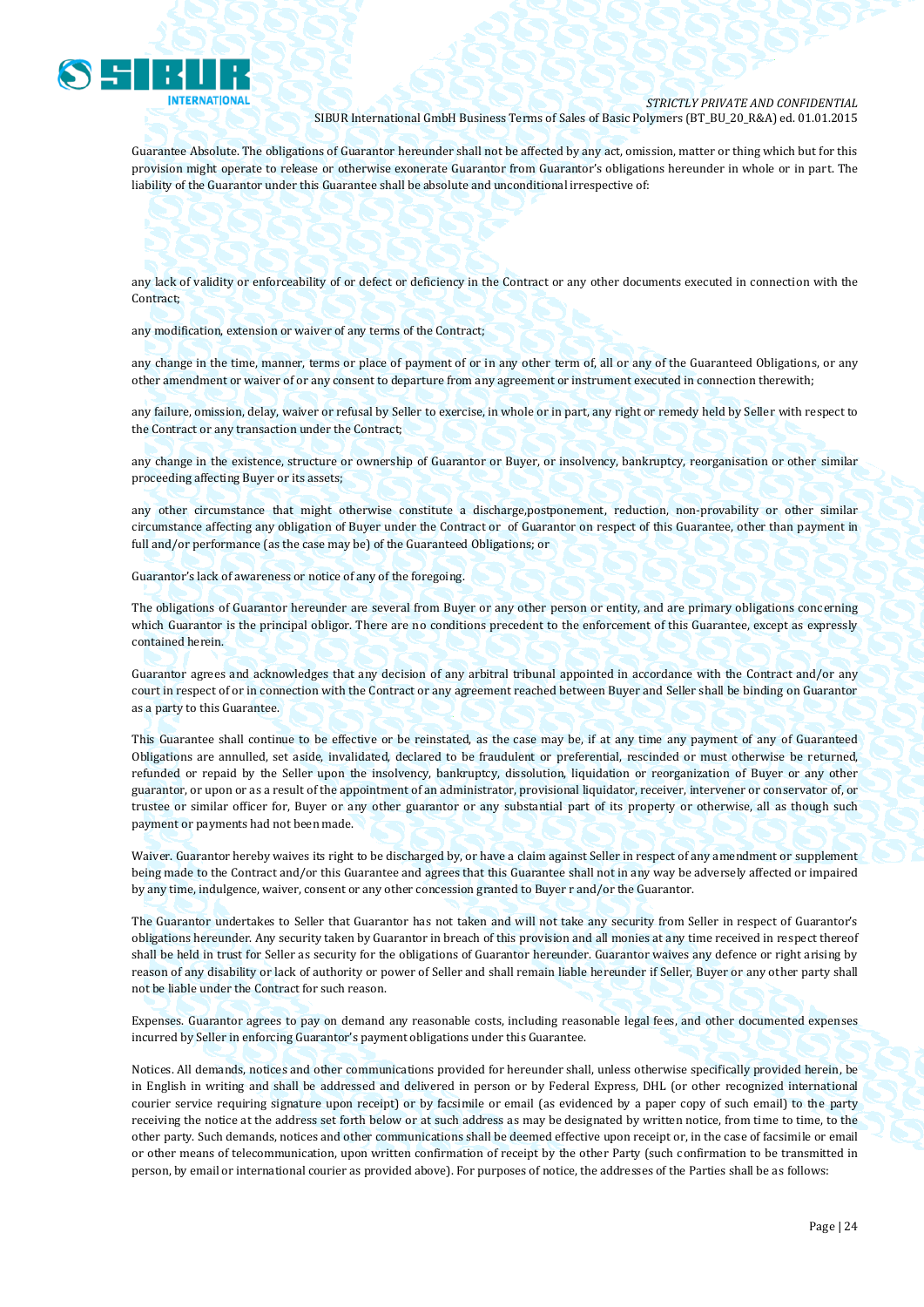Guarantee Absolute. The obligations of Guarantor hereunder shall not be affected by any act, omission, matter or thing which but for this provision might operate to release or otherwise exonerate Guarantor from Guarantor's obligations hereunder in whole or in part. The liability of the Guarantor under this Guarantee shall be absolute and unconditional irrespective of:

any lack of validity or enforceability of or defect or deficiency in the Contract or any other documents executed in connection with the Contract;

any modification, extension or waiver of any terms of the Contract;

any change in the time, manner, terms or place of payment of or in any other term of, all or any of the Guaranteed Obligations, or any other amendment or waiver of or any consent to departure from any agreement or instrument executed in connection therewith;

any failure, omission, delay, waiver or refusal by Seller to exercise, in whole or in part, any right or remedy held by Seller with respect to the Contract or any transaction under the Contract;

any change in the existence, structure or ownership of Guarantor or Buyer, or insolvency, bankruptcy, reorganisation or other similar proceeding affecting Buyer or its assets;

any other circumstance that might otherwise constitute a discharge,postponement, reduction, non-provability or other similar circumstance affecting any obligation of Buyer under the Contract or of Guarantor on respect of this Guarantee, other than payment in full and/or performance (as the case may be) of the Guaranteed Obligations; or

Guarantor's lack of awareness or notice of any of the foregoing.

The obligations of Guarantor hereunder are several from Buyer or any other person or entity, and are primary obligations concerning which Guarantor is the principal obligor. There are no conditions precedent to the enforcement of this Guarantee, except as expressly contained herein.

Guarantor agrees and acknowledges that any decision of any arbitral tribunal appointed in accordance with the Contract and/or any court in respect of or in connection with the Contract or any agreement reached between Buyer and Seller shall be binding on Guarantor as a party to this Guarantee.

This Guarantee shall continue to be effective or be reinstated, as the case may be, if at any time any payment of any of Guaranteed Obligations are annulled, set aside, invalidated, declared to be fraudulent or preferential, rescinded or must otherwise be returned, refunded or repaid by the Seller upon the insolvency, bankruptcy, dissolution, liquidation or reorganization of Buyer or any other guarantor, or upon or as a result of the appointment of an administrator, provisional liquidator, receiver, intervener or conservator of, or trustee or similar officer for, Buyer or any other guarantor or any substantial part of its property or otherwise, all as though such payment or payments had not been made.

Waiver. Guarantor hereby waives its right to be discharged by, or have a claim against Seller in respect of any amendment or supplement being made to the Contract and/or this Guarantee and agrees that this Guarantee shall not in any way be adversely affected or impaired by any time, indulgence, waiver, consent or any other concession granted to Buyer r and/or the Guarantor.

The Guarantor undertakes to Seller that Guarantor has not taken and will not take any security from Seller in respect of Guarantor's obligations hereunder. Any security taken by Guarantor in breach of this provision and all monies at any time received in respect thereof shall be held in trust for Seller as security for the obligations of Guarantor hereunder. Guarantor waives any defence or right arising by reason of any disability or lack of authority or power of Seller and shall remain liable hereunder if Seller, Buyer or any other party shall not be liable under the Contract for such reason.

Expenses. Guarantor agrees to pay on demand any reasonable costs, including reasonable legal fees, and other documented expenses incurred by Seller in enforcing Guarantor's payment obligations under this Guarantee.

Notices. All demands, notices and other communications provided for hereunder shall, unless otherwise specifically provided herein, be in English in writing and shall be addressed and delivered in person or by Federal Express, DHL (or other recognized international courier service requiring signature upon receipt) or by facsimile or email (as evidenced by a paper copy of such email) to the party receiving the notice at the address set forth below or at such address as may be designated by written notice, from time to time, to the other party. Such demands, notices and other communications shall be deemed effective upon receipt or, in the case of facsimile or email or other means of telecommunication, upon written confirmation of receipt by the other Party (such confirmation to be transmitted in person, by email or international courier as provided above). For purposes of notice, the addresses of the Parties shall be as follows: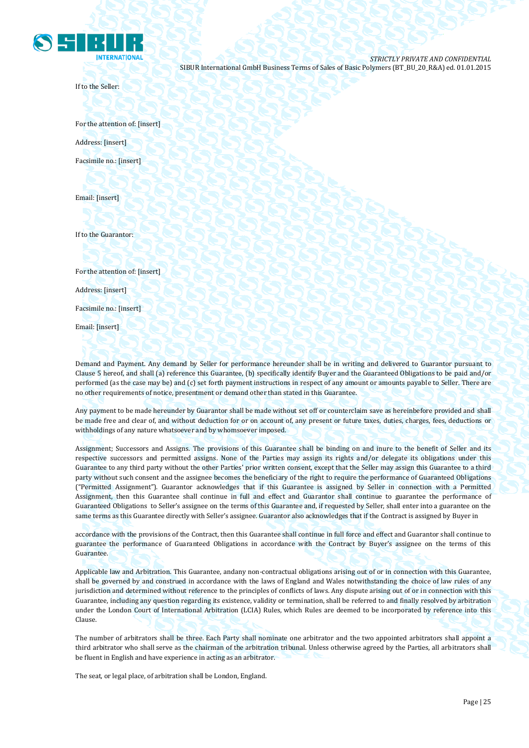If to the Seller:

For the attention of: [insert]

Address: [insert]

Facsimile no.: [insert]

Email: [insert]

If to the Guarantor:

For the attention of: [insert]

Address: [insert]

Facsimile no.: [insert]

Email: [insert]

Demand and Payment. Any demand by Seller for performance hereunder shall be in writing and delivered to Guarantor pursuant to Clause 5 hereof, and shall (a) reference this Guarantee, (b) specifically identify Buyer and the Guaranteed Obligations to be paid and/or performed (as the case may be) and (c) set forth payment instructions in respect of any amount or amounts payable to Seller. There are no other requirements of notice, presentment or demand other than stated in this Guarantee.

Any payment to be made hereunder by Guarantor shall be made without set off or counterclaim save as hereinbefore provided and shall be made free and clear of, and without deduction for or on account of, any present or future taxes, duties, charges, fees, deductions or withholdings of any nature whatsoever and by whomsoever imposed.

Assignment; Successors and Assigns. The provisions of this Guarantee shall be binding on and inure to the benefit of Seller and its respective successors and permitted assigns. None of the Parties may assign its rights and/or delegate its obligations under this Guarantee to any third party without the other Parties' prior written consent, except that the Seller may assign this Guarantee to a third party without such consent and the assignee becomes the beneficiary of the right to require the performance of Guaranteed Obligations ("Permitted Assignment"). Guarantor acknowledges that if this Guarantee is assigned by Seller in connection with a Permitted Assignment, then this Guarantee shall continue in full and effect and Guarantor shall continue to guarantee the performance of Guaranteed Obligations to Seller's assignee on the terms of this Guarantee and, if requested by Seller, shall enter into a guarantee on the same terms as this Guarantee directly with Seller's assignee. Guarantor also acknowledges that if the Contract is assigned by Buyer in accordance with the provisions of the Contract, then this Guarantee shall continue in full force and effect and Guarantor shall continue to guarantee the performance of Guaranteed Obligations in accordance with the Contract by Buyer's assignee on the terms of this Guarantee.

Applicable law and Arbitration. This Guarantee, andany non-contractual obligations arising out of or in connection with this Guarantee, shall be governed by and construed in accordance with the laws of England and Wales notwithstanding the choice of law rules of any jurisdiction and determined without reference to the principles of conflicts of laws. Any dispute arising out of or in connection with this Guarantee, including any question regarding its existence, validity or termination, shall be referred to and finally resolved by arbitration under the London Court of International Arbitration (LCIA) Rules, which Rules are deemed to be incorporated by reference into this Clause.

The number of arbitrators shall be three. Each Party shall nominate one arbitrator and the two appointed arbitrators shall appoint a third arbitrator who shall serve as the chairman of the arbitration tribunal. Unless otherwise agreed by the Parties, all arbitrators shall be fluent in English and have experience in acting as an arbitrator.

The seat, or legal place, of arbitration shall be London, England.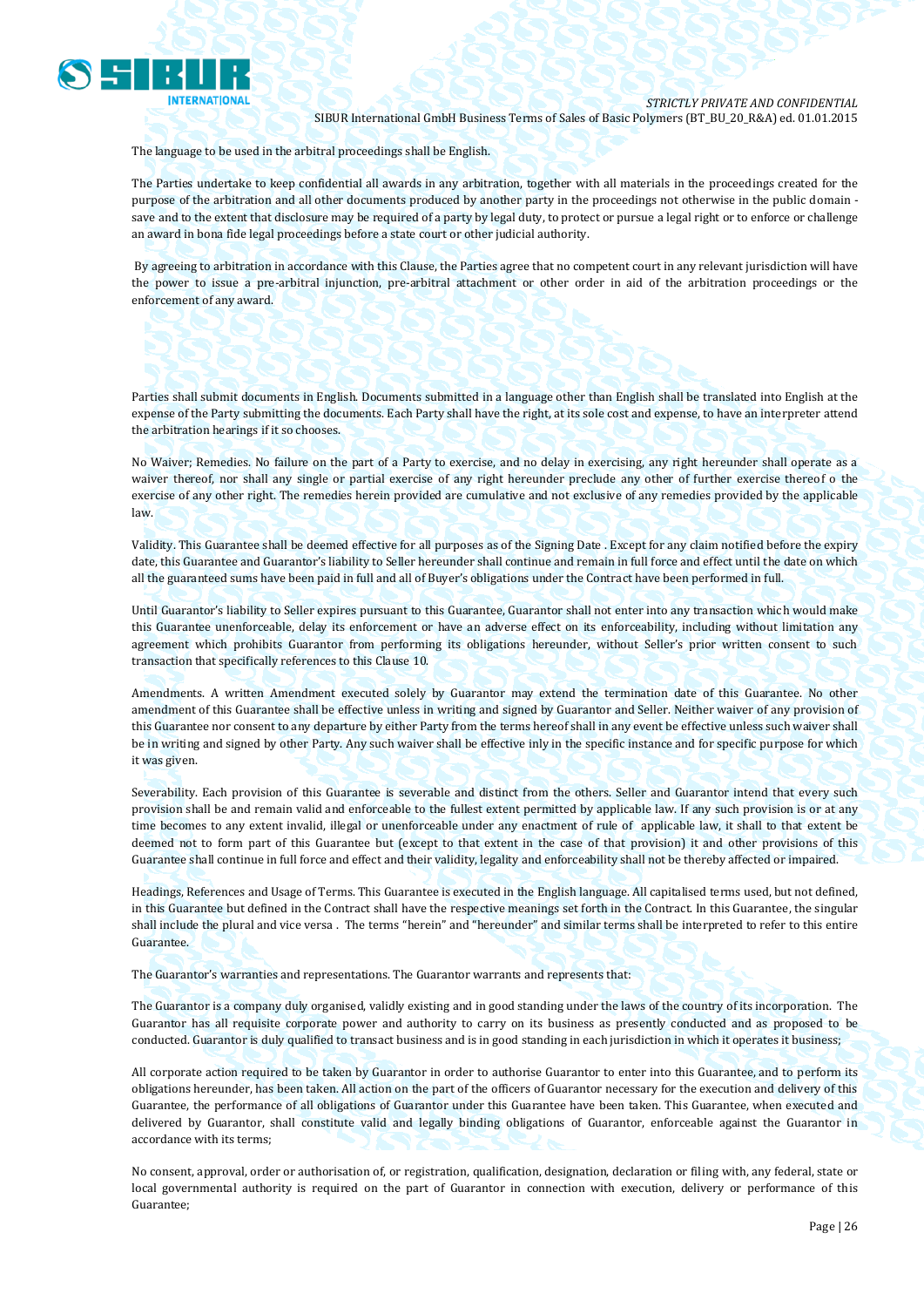The language to be used in the arbitral proceedings shall be English.

The Parties undertake to keep confidential all awards in any arbitration, together with all materials in the proceedings created for the purpose of the arbitration and all other documents produced by another party in the proceedings not otherwise in the public domain - save and to the extent that disclosure may be required of a party by legal duty, to protect or pursue a legal right or to enforce or challenge an award in bona fide legal proceedings before a state court or other judicial authority.

By agreeing to arbitration in accordance with this Clause, the Parties agree that no competent court in any relevant jurisdiction will have the power to issue a pre-arbitral injunction, pre-arbitral attachment or other order in aid of the arbitration proceedings or the enforcement of any award.

Parties shall submit documents in English. Documents submitted in a language other than English shall be translated into English at the expense of the Party submitting the documents. Each Party shall have the right, at its sole cost and expense, to have an interpreter attend the arbitration hearings if it so chooses.

No Waiver; Remedies. No failure on the part of a Party to exercise, and no delay in exercising, any right hereunder shall operate as a waiver thereof, nor shall any single or partial exercise of any right hereunder preclude any other of further exercise thereof o the exercise of any other right. The remedies herein provided are cumulative and not exclusive of any remedies provided by the applicable law.

Validity. This Guarantee shall be deemed effective for all purposes as of the Signing Date . Except for any claim notified before the expiry date, this Guarantee and Guarantor's liability to Seller hereunder shall continue and remain in full force and effect until the date on which all the guaranteed sums have been paid in full and all of Buyer's obligations under the Contract have been performed in full.

Until Guarantor's liability to Seller expires pursuant to this Guarantee, Guarantor shall not enter into any transaction which would make this Guarantee unenforceable, delay its enforcement or have an adverse effect on its enforceability, including without limitation any agreement which prohibits Guarantor from performing its obligations hereunder, without Seller's prior written consent to such transaction that specifically references to this Clause 10.

Amendments. A written Amendment executed solely by Guarantor may extend the termination date of this Guarantee. No other amendment of this Guarantee shall be effective unless in writing and signed by Guarantor and Seller. Neither waiver of any provision of this Guarantee nor consent to any departure by either Party from the terms hereof shall in any event be effective unless such waiver shall be in writing and signed by other Party. Any such waiver shall be effective inly in the specific instance and for specific purpose for which it was given.

Severability. Each provision of this Guarantee is severable and distinct from the others. Seller and Guarantor intend that every such provision shall be and remain valid and enforceable to the fullest extent permitted by applicable law. If any such provision is or at any time becomes to any extent invalid, illegal or unenforceable under any enactment of rule of applicable law, it shall to that extent be deemed not to form part of this Guarantee but (except to that extent in the case of that provision) it and other provisions of this Guarantee shall continue in full force and effect and their validity, legality and enforceability shall not be thereby affected or impaired.

Headings, References and Usage of Terms. This Guarantee is executed in the English language. All capitalised terms used, but not defined, in this Guarantee but defined in the Contract shall have the respective meanings set forth in the Contract. In this Guarantee, the singular shall include the plural and vice versa . The terms "herein" and "hereunder" and similar terms shall be interpreted to refer to this entire Guarantee.

The Guarantor's warranties and representations. The Guarantor warrants and represents that:

The Guarantor is a company duly organised, validly existing and in good standing under the laws of the country of its incorporation. The Guarantor has all requisite corporate power and authority to carry on its business as presently conducted and as proposed to be conducted. Guarantor is duly qualified to transact business and is in good standing in each jurisdiction in which it operates it business;

All corporate action required to be taken by Guarantor in order to authorise Guarantor to enter into this Guarantee, and to perform its obligations hereunder, has been taken. All action on the part of the officers of Guarantor necessary for the execution and delivery of this Guarantee, the performance of all obligations of Guarantor under this Guarantee have been taken. This Guarantee, when executed and delivered by Guarantor, shall constitute valid and legally binding obligations of Guarantor, enforceable against the Guarantor in accordance with its terms;

No consent, approval, order or authorisation of, or registration, qualification, designation, declaration or filing with, any federal, state or local governmental authority is required on the part of Guarantor in connection with execution, delivery or performance of this Guarantee;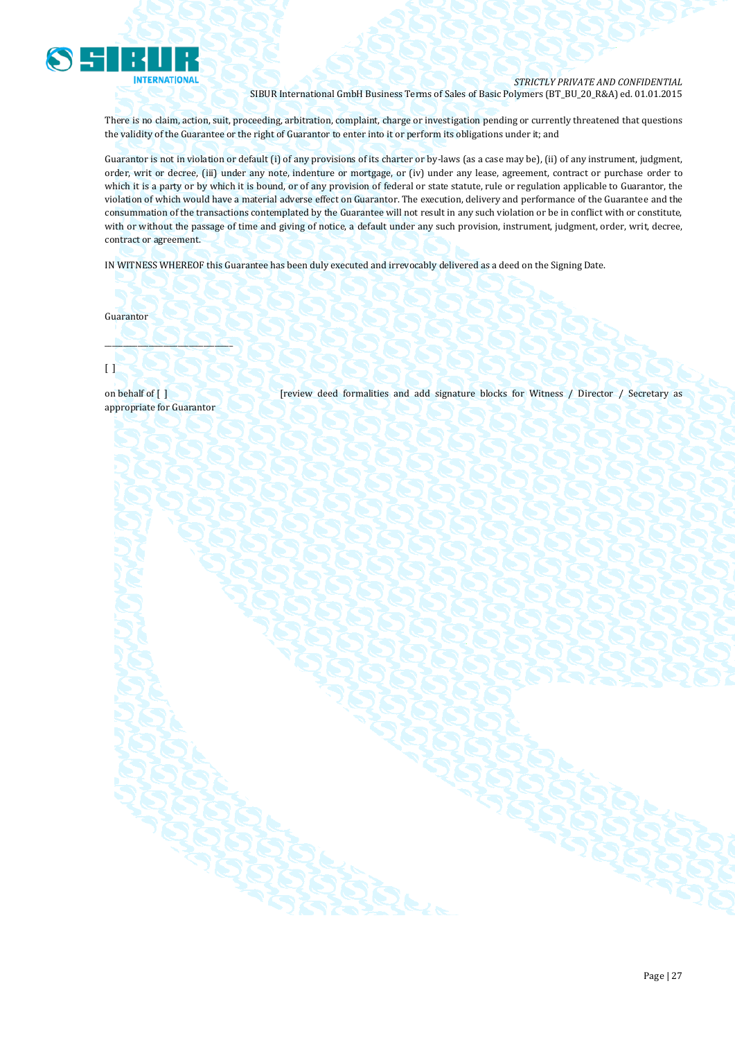There is no claim, action, suit, proceeding, arbitration, complaint, charge or investigation pending or currently threatened that questions the validity of the Guarantee or the right of Guarantor to enter into it or perform its obligations under it; and

Guarantor is not in violation or default (i) of any provisions of its charter or by-laws (as a case may be), (ii) of any instrument, judgment, order, writ or decree, (iii) under any note, indenture or mortgage, or (iv) under any lease, agreement, contract or purchase order to which it is a party or by which it is bound, or of any provision of federal or state statute, rule or regulation applicable to Guarantor, the violation of which would have a material adverse effect on Guarantor. The execution, delivery and performance of the Guarantee and the consummation of the transactions contemplated by the Guarantee will not result in any such violation or be in conflict with or constitute, with or without the passage of time and giving of notice, a default under any such provision, instrument, judgment, order, writ, decree, contract or agreement.

IN WITNESS WHEREOF this Guarantee has been duly executed and irrevocably delivered as a deed on the Signing Date.

Guarantor

_______________________________

[ ]

on behalf of [ ] [review deed formalities and add signature blocks for Witness / Director / Secretary as appropriate for Guarantor